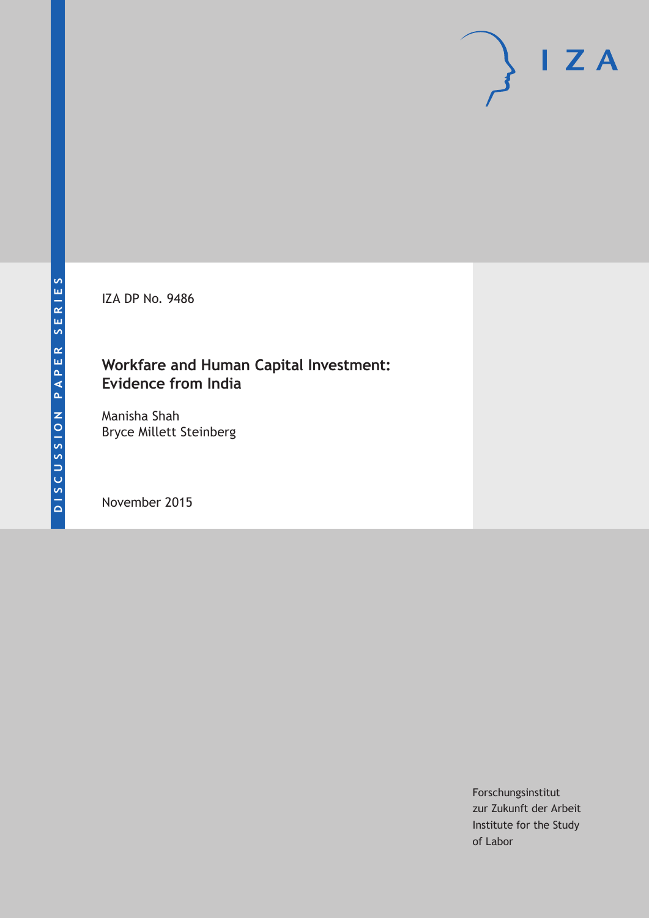DISCUSSION PAPER SERIES

IZA

IZA DP No. 9486

# Workfare and Human Capital Investment: Evidence from India

Manisha Shah
Bryce Millett Steinberg

November 2015

Forschungsinstitut
zur Zukunft der Arbeit
Institute for the Study
of Labor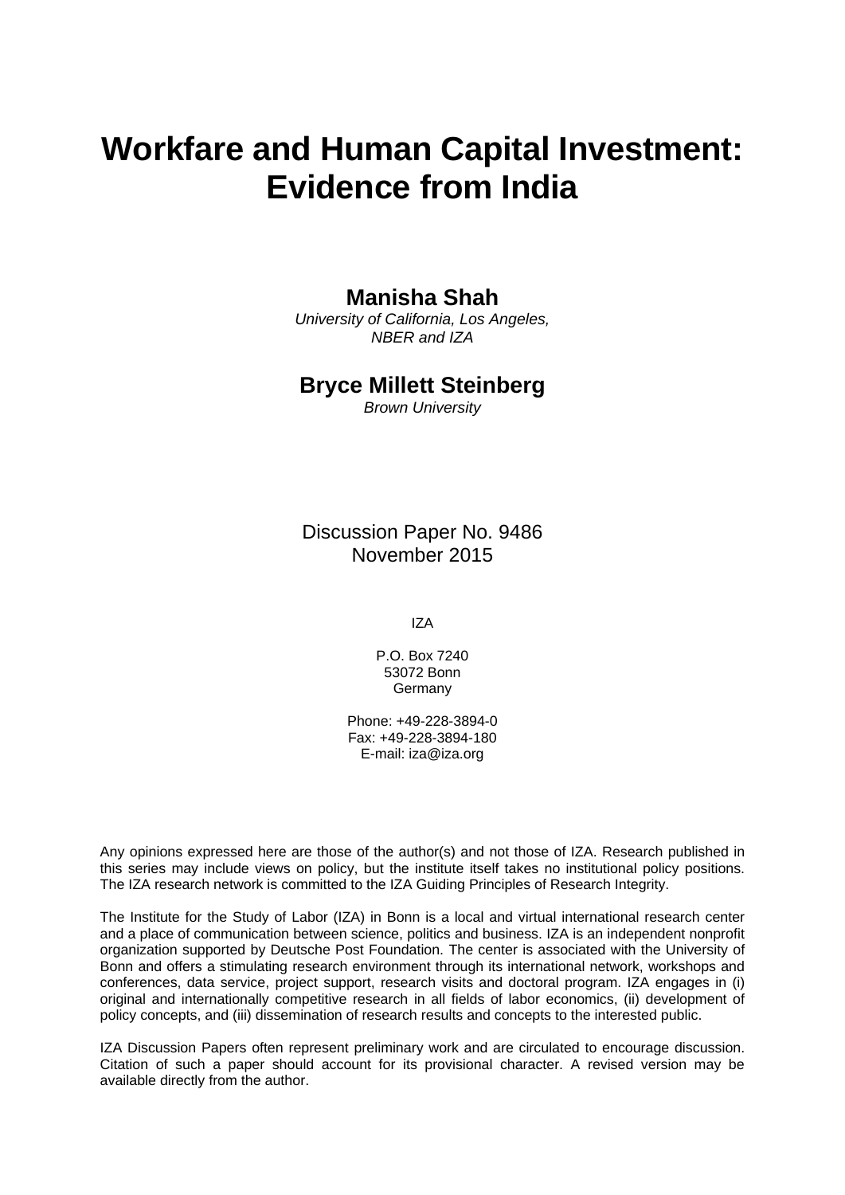# Workfare and Human Capital Investment: Evidence from India

**Manisha Shah**
*University of California, Los Angeles, NBER and IZA*

**Bryce Millett Steinberg**
*Brown University*

Discussion Paper No. 9486
November 2015

IZA

P.O. Box 7240
53072 Bonn
Germany

Phone: +49-228-3894-0
Fax: +49-228-3894-180
E-mail: iza@iza.org

Any opinions expressed here are those of the author(s) and not those of IZA. Research published in this series may include views on policy, but the institute itself takes no institutional policy positions. The IZA research network is committed to the IZA Guiding Principles of Research Integrity.

The Institute for the Study of Labor (IZA) in Bonn is a local and virtual international research center and a place of communication between science, politics and business. IZA is an independent nonprofit organization supported by Deutsche Post Foundation. The center is associated with the University of Bonn and offers a stimulating research environment through its international network, workshops and conferences, data service, project support, research visits and doctoral program. IZA engages in (i) original and internationally competitive research in all fields of labor economics, (ii) development of policy concepts, and (iii) dissemination of research results and concepts to the interested public.

IZA Discussion Papers often represent preliminary work and are circulated to encourage discussion. Citation of such a paper should account for its provisional character. A revised version may be available directly from the author.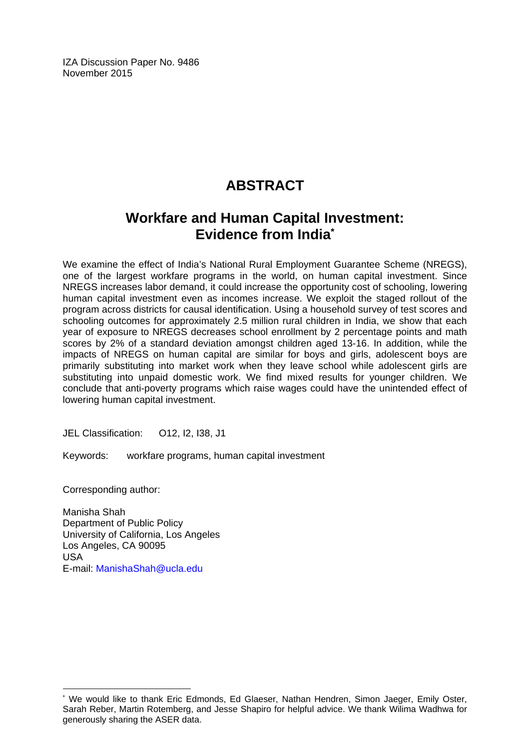IZA Discussion Paper No. 9486
November 2015

# ABSTRACT

## Workfare and Human Capital Investment: Evidence from India*

We examine the effect of India's National Rural Employment Guarantee Scheme (NREGS), one of the largest workfare programs in the world, on human capital investment. Since NREGS increases labor demand, it could increase the opportunity cost of schooling, lowering human capital investment even as incomes increase. We exploit the staged rollout of the program across districts for causal identification. Using a household survey of test scores and schooling outcomes for approximately 2.5 million rural children in India, we show that each year of exposure to NREGS decreases school enrollment by 2 percentage points and math scores by 2% of a standard deviation amongst children aged 13-16. In addition, while the impacts of NREGS on human capital are similar for boys and girls, adolescent boys are primarily substituting into market work when they leave school while adolescent girls are substituting into unpaid domestic work. We find mixed results for younger children. We conclude that anti-poverty programs which raise wages could have the unintended effect of lowering human capital investment.

JEL Classification: O12, I2, I38, J1

Keywords: workfare programs, human capital investment

Corresponding author:

Manisha Shah
Department of Public Policy
University of California, Los Angeles
Los Angeles, CA 90095
USA
E-mail: ManishaShah@ucla.edu

---

* We would like to thank Eric Edmonds, Ed Glaeser, Nathan Hendren, Simon Jaeger, Emily Oster, Sarah Reber, Martin Rotemberg, and Jesse Shapiro for helpful advice. We thank Wilima Wadhwa for generously sharing the ASER data.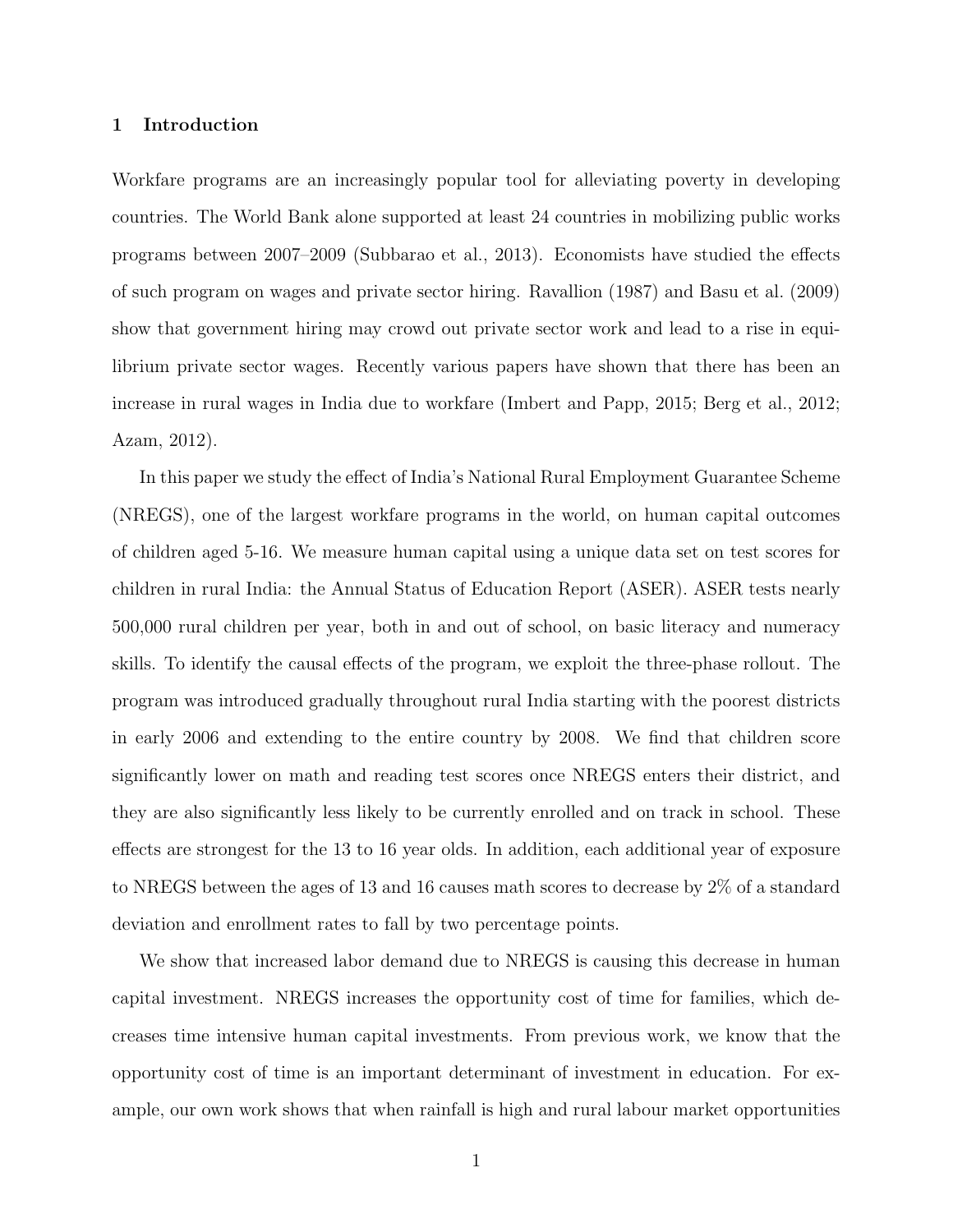## 1 Introduction

Workfare programs are an increasingly popular tool for alleviating poverty in developing countries. The World Bank alone supported at least 24 countries in mobilizing public works programs between 2007–2009 (Subbarao et al., 2013). Economists have studied the effects of such program on wages and private sector hiring. Ravallion (1987) and Basu et al. (2009) show that government hiring may crowd out private sector work and lead to a rise in equilibrium private sector wages. Recently various papers have shown that there has been an increase in rural wages in India due to workfare (Imbert and Papp, 2015; Berg et al., 2012; Azam, 2012).

In this paper we study the effect of India's National Rural Employment Guarantee Scheme (NREGS), one of the largest workfare programs in the world, on human capital outcomes of children aged 5-16. We measure human capital using a unique data set on test scores for children in rural India: the Annual Status of Education Report (ASER). ASER tests nearly 500,000 rural children per year, both in and out of school, on basic literacy and numeracy skills. To identify the causal effects of the program, we exploit the three-phase rollout. The program was introduced gradually throughout rural India starting with the poorest districts in early 2006 and extending to the entire country by 2008. We find that children score significantly lower on math and reading test scores once NREGS enters their district, and they are also significantly less likely to be currently enrolled and on track in school. These effects are strongest for the 13 to 16 year olds. In addition, each additional year of exposure to NREGS between the ages of 13 and 16 causes math scores to decrease by 2% of a standard deviation and enrollment rates to fall by two percentage points.

We show that increased labor demand due to NREGS is causing this decrease in human capital investment. NREGS increases the opportunity cost of time for families, which decreases time intensive human capital investments. From previous work, we know that the opportunity cost of time is an important determinant of investment in education. For example, our own work shows that when rainfall is high and rural labour market opportunities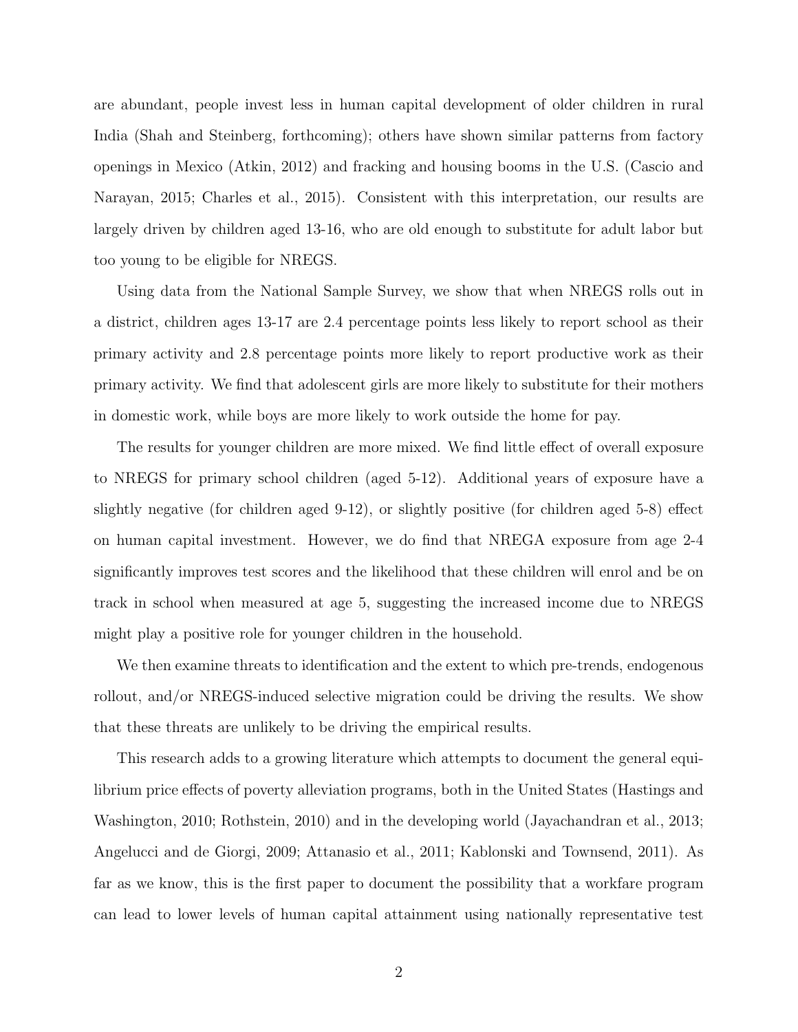are abundant, people invest less in human capital development of older children in rural India (Shah and Steinberg, forthcoming); others have shown similar patterns from factory openings in Mexico (Atkin, 2012) and fracking and housing booms in the U.S. (Cascio and Narayan, 2015; Charles et al., 2015). Consistent with this interpretation, our results are largely driven by children aged 13-16, who are old enough to substitute for adult labor but too young to be eligible for NREGS.

Using data from the National Sample Survey, we show that when NREGS rolls out in a district, children ages 13-17 are 2.4 percentage points less likely to report school as their primary activity and 2.8 percentage points more likely to report productive work as their primary activity. We find that adolescent girls are more likely to substitute for their mothers in domestic work, while boys are more likely to work outside the home for pay.

The results for younger children are more mixed. We find little effect of overall exposure to NREGS for primary school children (aged 5-12). Additional years of exposure have a slightly negative (for children aged 9-12), or slightly positive (for children aged 5-8) effect on human capital investment. However, we do find that NREGA exposure from age 2-4 significantly improves test scores and the likelihood that these children will enrol and be on track in school when measured at age 5, suggesting the increased income due to NREGS might play a positive role for younger children in the household.

We then examine threats to identification and the extent to which pre-trends, endogenous rollout, and/or NREGS-induced selective migration could be driving the results. We show that these threats are unlikely to be driving the empirical results.

This research adds to a growing literature which attempts to document the general equilibrium price effects of poverty alleviation programs, both in the United States (Hastings and Washington, 2010; Rothstein, 2010) and in the developing world (Jayachandran et al., 2013; Angelucci and de Giorgi, 2009; Attanasio et al., 2011; Kablonski and Townsend, 2011). As far as we know, this is the first paper to document the possibility that a workfare program can lead to lower levels of human capital attainment using nationally representative test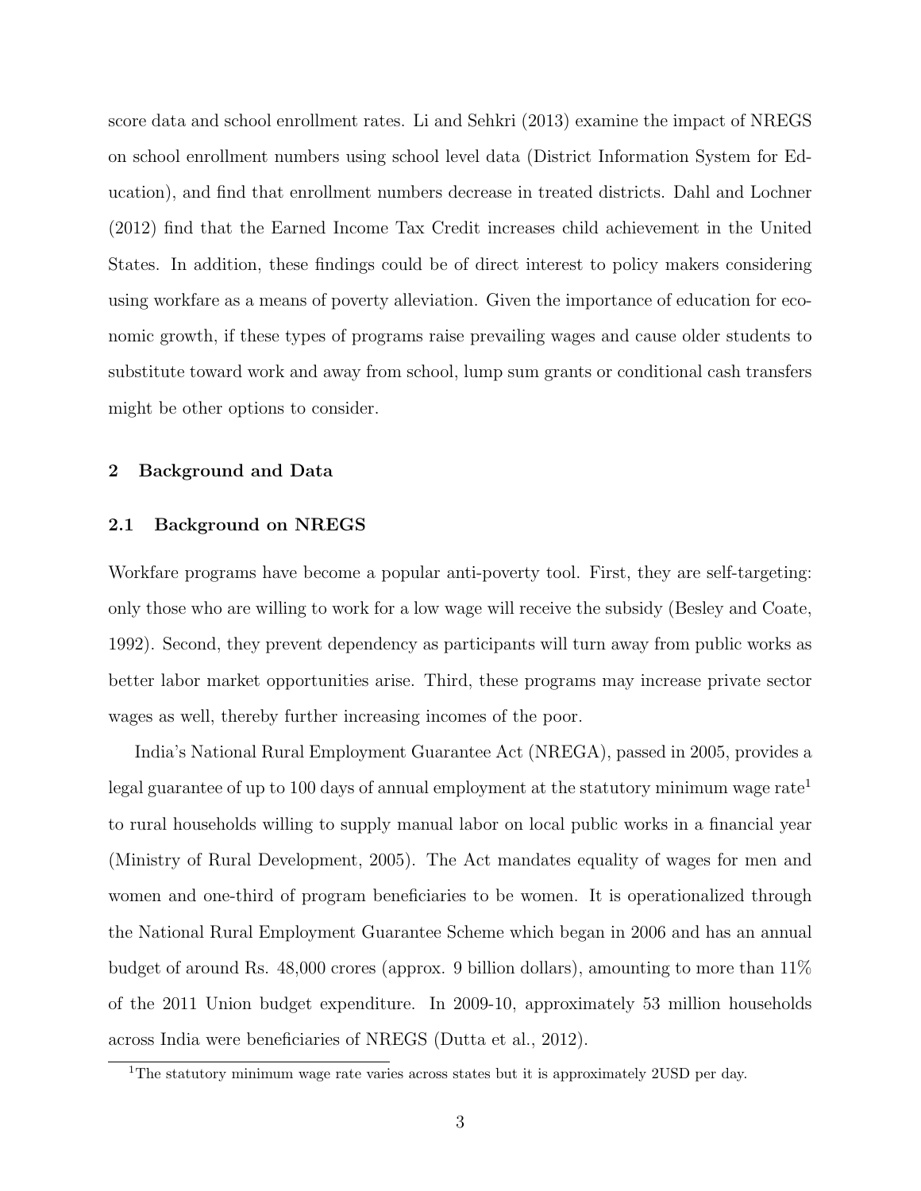score data and school enrollment rates. Li and Sehkri (2013) examine the impact of NREGS on school enrollment numbers using school level data (District Information System for Education), and find that enrollment numbers decrease in treated districts. Dahl and Lochner (2012) find that the Earned Income Tax Credit increases child achievement in the United States. In addition, these findings could be of direct interest to policy makers considering using workfare as a means of poverty alleviation. Given the importance of education for economic growth, if these types of programs raise prevailing wages and cause older students to substitute toward work and away from school, lump sum grants or conditional cash transfers might be other options to consider.

## 2 Background and Data

### 2.1 Background on NREGS

Workfare programs have become a popular anti-poverty tool. First, they are self-targeting: only those who are willing to work for a low wage will receive the subsidy (Besley and Coate, 1992). Second, they prevent dependency as participants will turn away from public works as better labor market opportunities arise. Third, these programs may increase private sector wages as well, thereby further increasing incomes of the poor.

India's National Rural Employment Guarantee Act (NREGA), passed in 2005, provides a legal guarantee of up to 100 days of annual employment at the statutory minimum wage rate[1] to rural households willing to supply manual labor on local public works in a financial year (Ministry of Rural Development, 2005). The Act mandates equality of wages for men and women and one-third of program beneficiaries to be women. It is operationalized through the National Rural Employment Guarantee Scheme which began in 2006 and has an annual budget of around Rs. 48,000 crores (approx. 9 billion dollars), amounting to more than 11% of the 2011 Union budget expenditure. In 2009-10, approximately 53 million households across India were beneficiaries of NREGS (Dutta et al., 2012).

[1] The statutory minimum wage rate varies across states but it is approximately 2USD per day.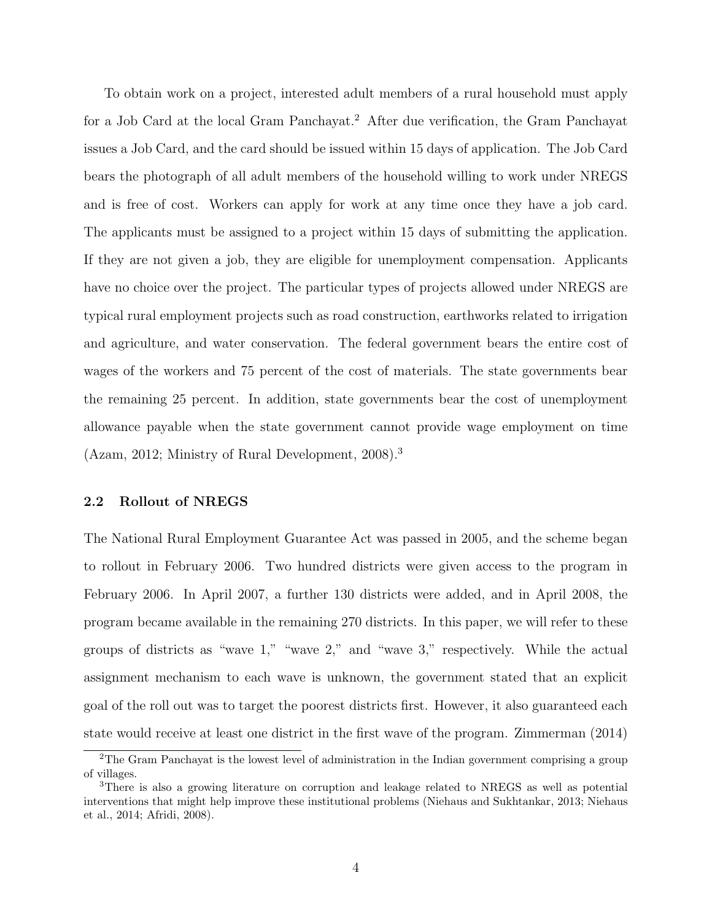To obtain work on a project, interested adult members of a rural household must apply for a Job Card at the local Gram Panchayat.[2] After due verification, the Gram Panchayat issues a Job Card, and the card should be issued within 15 days of application. The Job Card bears the photograph of all adult members of the household willing to work under NREGS and is free of cost. Workers can apply for work at any time once they have a job card. The applicants must be assigned to a project within 15 days of submitting the application. If they are not given a job, they are eligible for unemployment compensation. Applicants have no choice over the project. The particular types of projects allowed under NREGS are typical rural employment projects such as road construction, earthworks related to irrigation and agriculture, and water conservation. The federal government bears the entire cost of wages of the workers and 75 percent of the cost of materials. The state governments bear the remaining 25 percent. In addition, state governments bear the cost of unemployment allowance payable when the state government cannot provide wage employment on time (Azam, 2012; Ministry of Rural Development, 2008).[3]

### 2.2 Rollout of NREGS

The National Rural Employment Guarantee Act was passed in 2005, and the scheme began to rollout in February 2006. Two hundred districts were given access to the program in February 2006. In April 2007, a further 130 districts were added, and in April 2008, the program became available in the remaining 270 districts. In this paper, we will refer to these groups of districts as "wave 1," "wave 2," and "wave 3," respectively. While the actual assignment mechanism to each wave is unknown, the government stated that an explicit goal of the roll out was to target the poorest districts first. However, it also guaranteed each state would receive at least one district in the first wave of the program. Zimmerman (2014)

[2] The Gram Panchayat is the lowest level of administration in the Indian government comprising a group of villages.

[3] There is also a growing literature on corruption and leakage related to NREGS as well as potential interventions that might help improve these institutional problems (Niehaus and Sukhtankar, 2013; Niehaus et al., 2014; Afridi, 2008).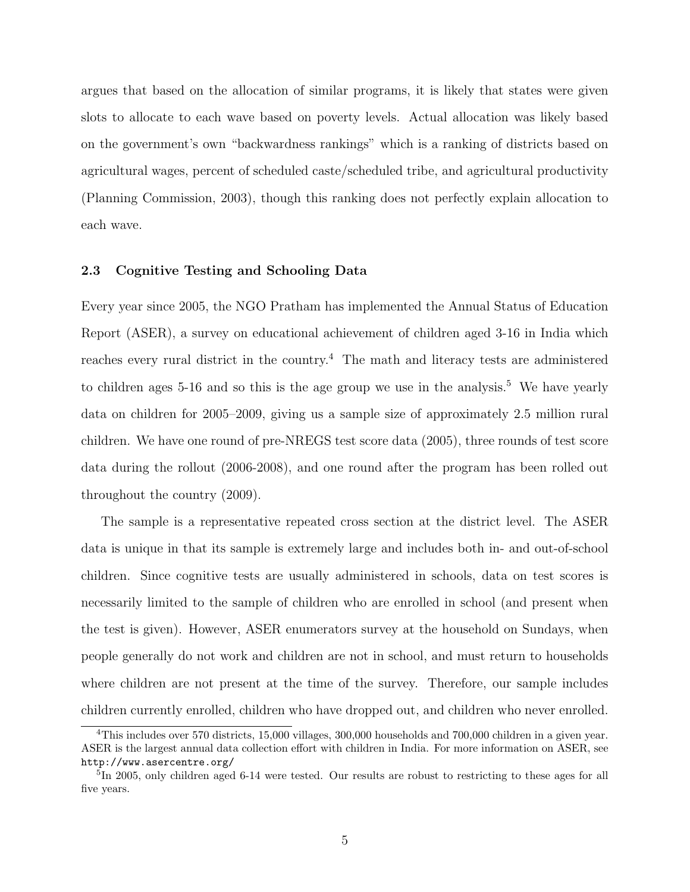argues that based on the allocation of similar programs, it is likely that states were given slots to allocate to each wave based on poverty levels. Actual allocation was likely based on the government's own "backwardness rankings" which is a ranking of districts based on agricultural wages, percent of scheduled caste/scheduled tribe, and agricultural productivity (Planning Commission, 2003), though this ranking does not perfectly explain allocation to each wave.

### 2.3 Cognitive Testing and Schooling Data

Every year since 2005, the NGO Pratham has implemented the Annual Status of Education Report (ASER), a survey on educational achievement of children aged 3-16 in India which reaches every rural district in the country.[4] The math and literacy tests are administered to children ages 5-16 and so this is the age group we use in the analysis.[5] We have yearly data on children for 2005–2009, giving us a sample size of approximately 2.5 million rural children. We have one round of pre-NREGS test score data (2005), three rounds of test score data during the rollout (2006-2008), and one round after the program has been rolled out throughout the country (2009).

The sample is a representative repeated cross section at the district level. The ASER data is unique in that its sample is extremely large and includes both in- and out-of-school children. Since cognitive tests are usually administered in schools, data on test scores is necessarily limited to the sample of children who are enrolled in school (and present when the test is given). However, ASER enumerators survey at the household on Sundays, when people generally do not work and children are not in school, and must return to households where children are not present at the time of the survey. Therefore, our sample includes children currently enrolled, children who have dropped out, and children who never enrolled.

[4] This includes over 570 districts, 15,000 villages, 300,000 households and 700,000 children in a given year. ASER is the largest annual data collection effort with children in India. For more information on ASER, see http://www.asercentre.org/

[5] In 2005, only children aged 6-14 were tested. Our results are robust to restricting to these ages for all five years.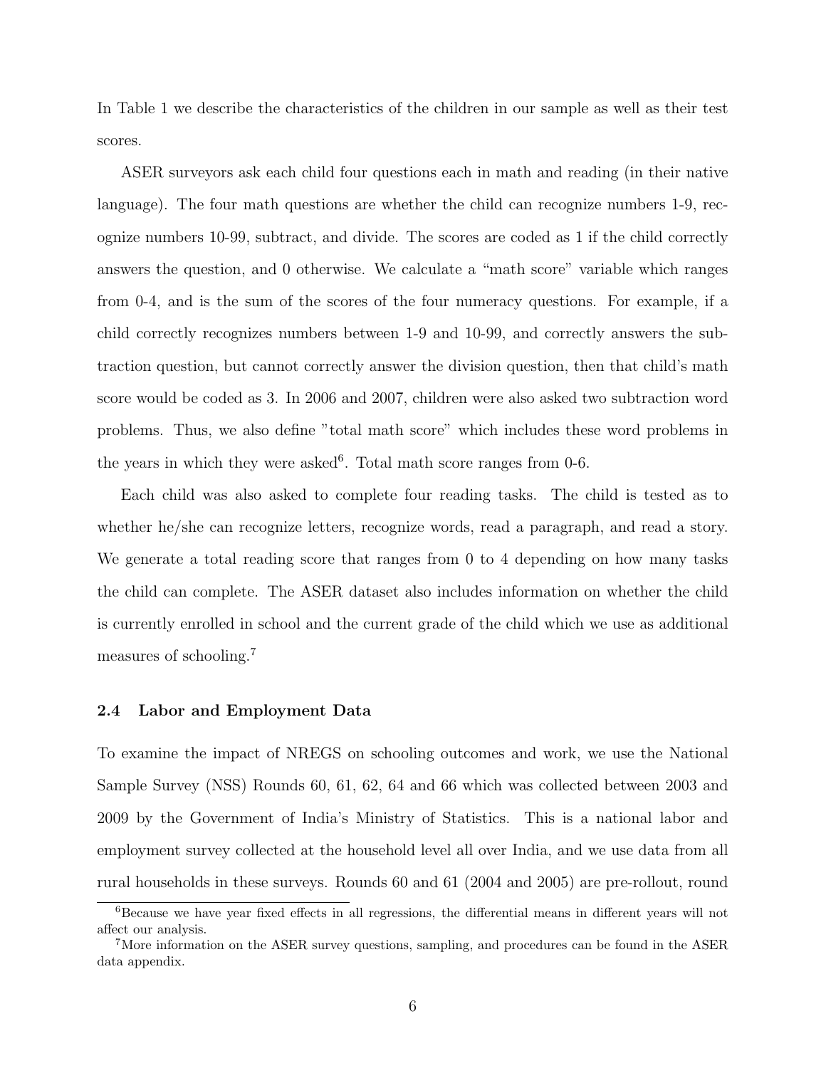In Table 1 we describe the characteristics of the children in our sample as well as their test scores.

ASER surveyors ask each child four questions each in math and reading (in their native language). The four math questions are whether the child can recognize numbers 1-9, recognize numbers 10-99, subtract, and divide. The scores are coded as 1 if the child correctly answers the question, and 0 otherwise. We calculate a "math score" variable which ranges from 0-4, and is the sum of the scores of the four numeracy questions. For example, if a child correctly recognizes numbers between 1-9 and 10-99, and correctly answers the subtraction question, but cannot correctly answer the division question, then that child's math score would be coded as 3. In 2006 and 2007, children were also asked two subtraction word problems. Thus, we also define "total math score" which includes these word problems in the years in which they were asked[6]. Total math score ranges from 0-6.

Each child was also asked to complete four reading tasks. The child is tested as to whether he/she can recognize letters, recognize words, read a paragraph, and read a story. We generate a total reading score that ranges from 0 to 4 depending on how many tasks the child can complete. The ASER dataset also includes information on whether the child is currently enrolled in school and the current grade of the child which we use as additional measures of schooling.[7]

### 2.4 Labor and Employment Data

To examine the impact of NREGS on schooling outcomes and work, we use the National Sample Survey (NSS) Rounds 60, 61, 62, 64 and 66 which was collected between 2003 and 2009 by the Government of India's Ministry of Statistics. This is a national labor and employment survey collected at the household level all over India, and we use data from all rural households in these surveys. Rounds 60 and 61 (2004 and 2005) are pre-rollout, round

---

[6] Because we have year fixed effects in all regressions, the differential means in different years will not affect our analysis.

[7] More information on the ASER survey questions, sampling, and procedures can be found in the ASER data appendix.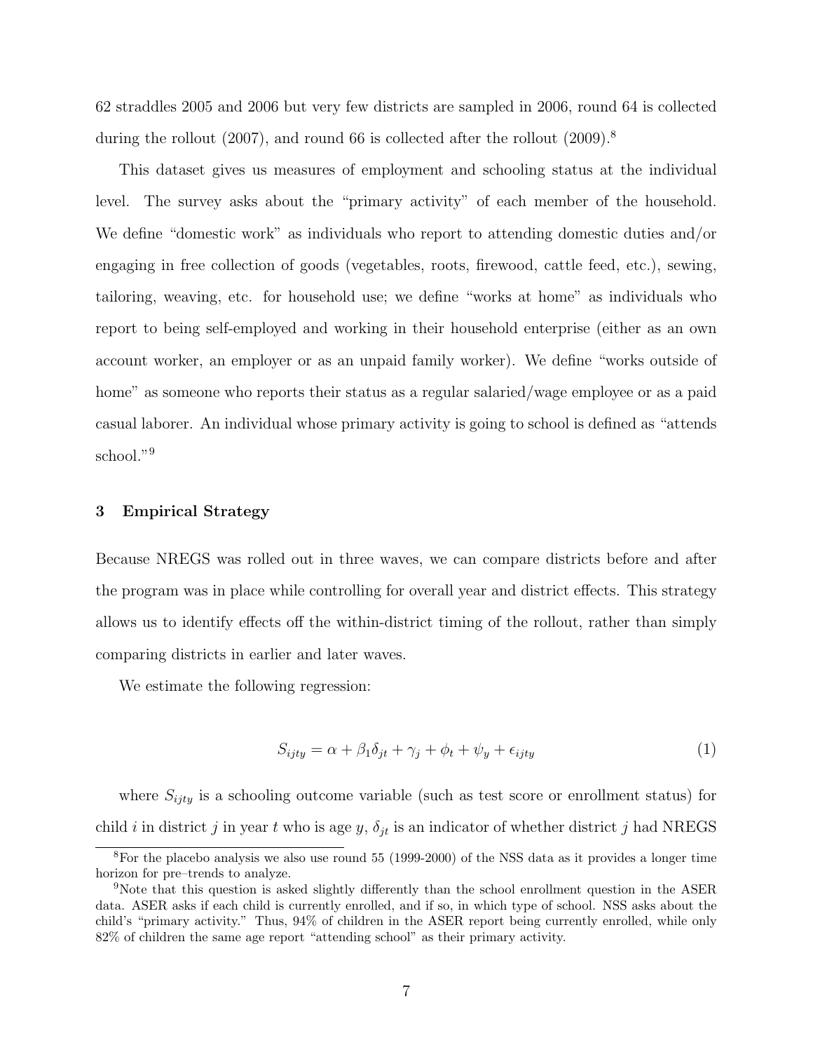62 straddles 2005 and 2006 but very few districts are sampled in 2006, round 64 is collected during the rollout (2007), and round 66 is collected after the rollout (2009).[8]

This dataset gives us measures of employment and schooling status at the individual level. The survey asks about the "primary activity" of each member of the household. We define "domestic work" as individuals who report to attending domestic duties and/or engaging in free collection of goods (vegetables, roots, firewood, cattle feed, etc.), sewing, tailoring, weaving, etc. for household use; we define "works at home" as individuals who report to being self-employed and working in their household enterprise (either as an own account worker, an employer or as an unpaid family worker). We define "works outside of home" as someone who reports their status as a regular salaried/wage employee or as a paid casual laborer. An individual whose primary activity is going to school is defined as "attends school."[9]

## 3 Empirical Strategy

Because NREGS was rolled out in three waves, we can compare districts before and after the program was in place while controlling for overall year and district effects. This strategy allows us to identify effects off the within-district timing of the rollout, rather than simply comparing districts in earlier and later waves.

We estimate the following regression:

$$S_{ijty} = \alpha + \beta_1 \delta_{jt} + \gamma_j + \phi_t + \psi_y + \epsilon_{ijty} \tag{1}$$

where $S_{ijty}$ is a schooling outcome variable (such as test score or enrollment status) for child $i$ in district $j$ in year $t$ who is age $y$, $\delta_{jt}$ is an indicator of whether district $j$ had NREGS

[8] For the placebo analysis we also use round 55 (1999-2000) of the NSS data as it provides a longer time horizon for pre–trends to analyze.

[9] Note that this question is asked slightly differently than the school enrollment question in the ASER data. ASER asks if each child is currently enrolled, and if so, in which type of school. NSS asks about the child's "primary activity." Thus, 94% of children in the ASER report being currently enrolled, while only 82% of children the same age report "attending school" as their primary activity.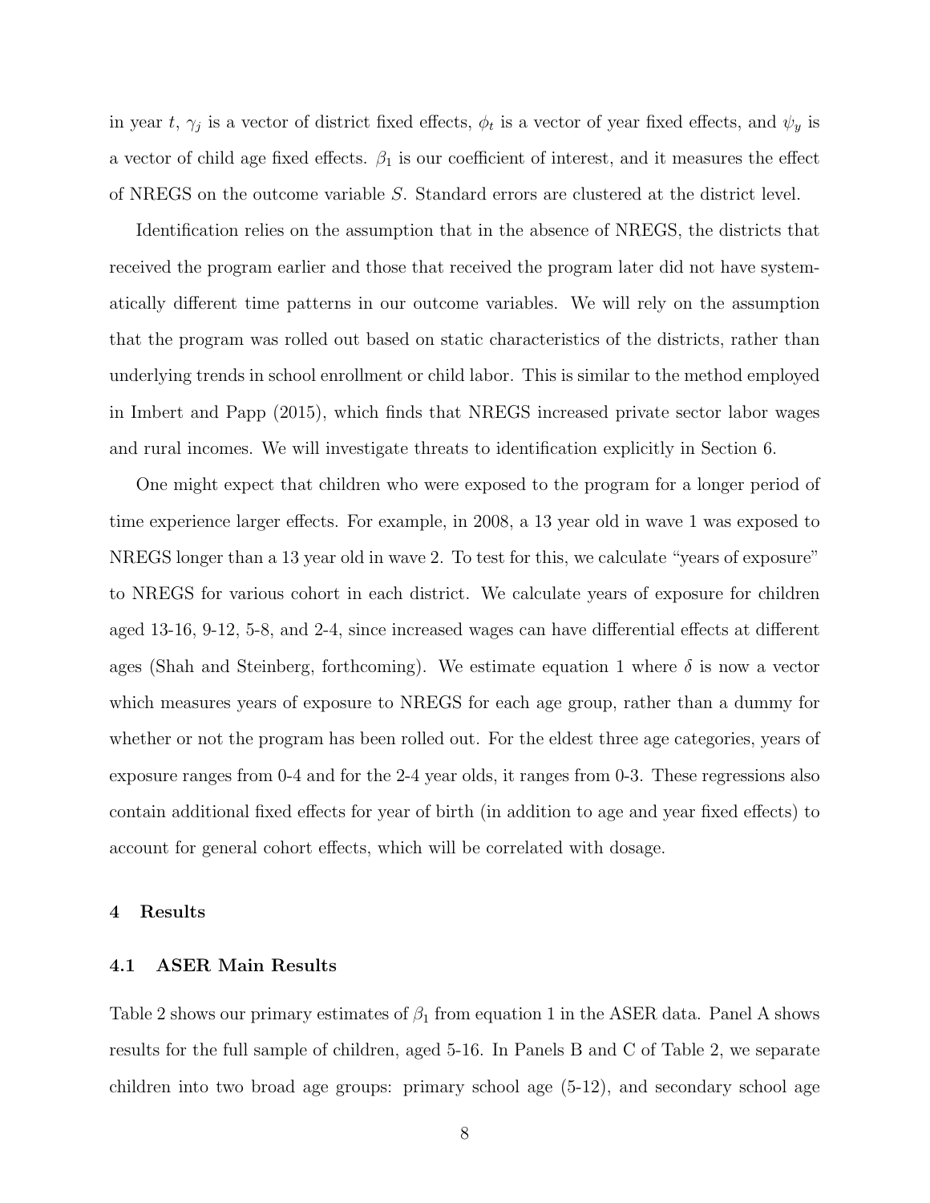in year $t$, $\gamma_j$ is a vector of district fixed effects, $\phi_t$ is a vector of year fixed effects, and $\psi_y$ is a vector of child age fixed effects. $\beta_1$ is our coefficient of interest, and it measures the effect of NREGS on the outcome variable $S$. Standard errors are clustered at the district level.

Identification relies on the assumption that in the absence of NREGS, the districts that received the program earlier and those that received the program later did not have systematically different time patterns in our outcome variables. We will rely on the assumption that the program was rolled out based on static characteristics of the districts, rather than underlying trends in school enrollment or child labor. This is similar to the method employed in Imbert and Papp (2015), which finds that NREGS increased private sector labor wages and rural incomes. We will investigate threats to identification explicitly in Section 6.

One might expect that children who were exposed to the program for a longer period of time experience larger effects. For example, in 2008, a 13 year old in wave 1 was exposed to NREGS longer than a 13 year old in wave 2. To test for this, we calculate "years of exposure" to NREGS for various cohort in each district. We calculate years of exposure for children aged 13-16, 9-12, 5-8, and 2-4, since increased wages can have differential effects at different ages (Shah and Steinberg, forthcoming). We estimate equation 1 where $\delta$ is now a vector which measures years of exposure to NREGS for each age group, rather than a dummy for whether or not the program has been rolled out. For the eldest three age categories, years of exposure ranges from 0-4 and for the 2-4 year olds, it ranges from 0-3. These regressions also contain additional fixed effects for year of birth (in addition to age and year fixed effects) to account for general cohort effects, which will be correlated with dosage.

## 4 Results

### 4.1 ASER Main Results

Table 2 shows our primary estimates of $\beta_1$ from equation 1 in the ASER data. Panel A shows results for the full sample of children, aged 5-16. In Panels B and C of Table 2, we separate children into two broad age groups: primary school age (5-12), and secondary school age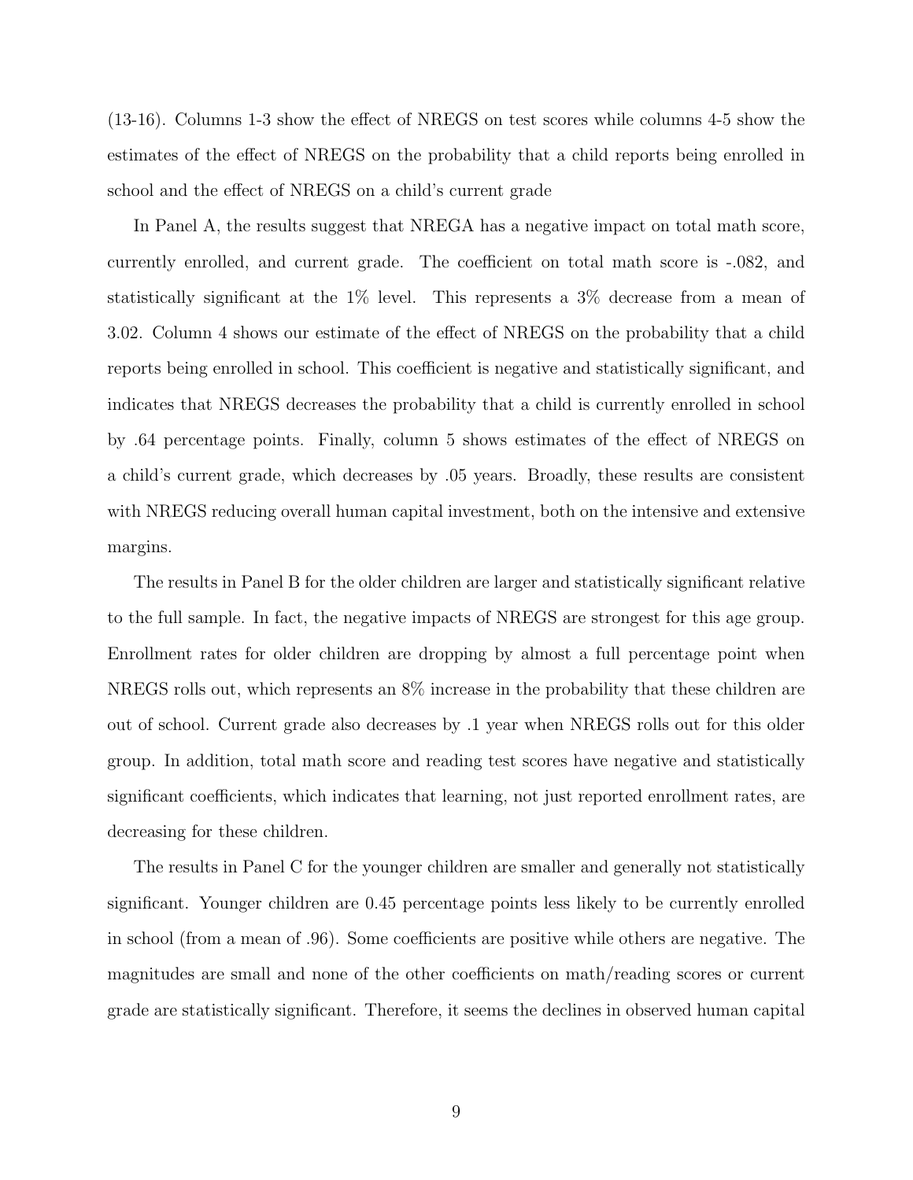(13-16). Columns 1-3 show the effect of NREGS on test scores while columns 4-5 show the estimates of the effect of NREGS on the probability that a child reports being enrolled in school and the effect of NREGS on a child's current grade

In Panel A, the results suggest that NREGA has a negative impact on total math score, currently enrolled, and current grade. The coefficient on total math score is -.082, and statistically significant at the 1% level. This represents a 3% decrease from a mean of 3.02. Column 4 shows our estimate of the effect of NREGS on the probability that a child reports being enrolled in school. This coefficient is negative and statistically significant, and indicates that NREGS decreases the probability that a child is currently enrolled in school by .64 percentage points. Finally, column 5 shows estimates of the effect of NREGS on a child's current grade, which decreases by .05 years. Broadly, these results are consistent with NREGS reducing overall human capital investment, both on the intensive and extensive margins.

The results in Panel B for the older children are larger and statistically significant relative to the full sample. In fact, the negative impacts of NREGS are strongest for this age group. Enrollment rates for older children are dropping by almost a full percentage point when NREGS rolls out, which represents an 8% increase in the probability that these children are out of school. Current grade also decreases by .1 year when NREGS rolls out for this older group. In addition, total math score and reading test scores have negative and statistically significant coefficients, which indicates that learning, not just reported enrollment rates, are decreasing for these children.

The results in Panel C for the younger children are smaller and generally not statistically significant. Younger children are 0.45 percentage points less likely to be currently enrolled in school (from a mean of .96). Some coefficients are positive while others are negative. The magnitudes are small and none of the other coefficients on math/reading scores or current grade are statistically significant. Therefore, it seems the declines in observed human capital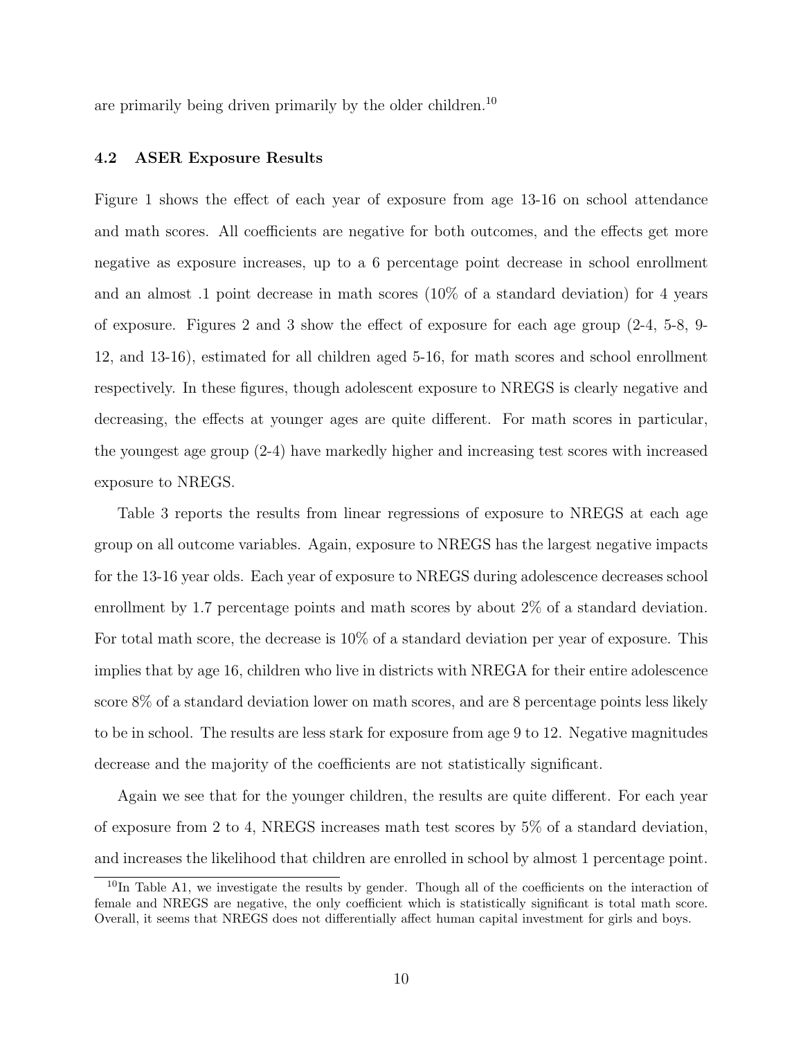are primarily being driven primarily by the older children.[10]

### 4.2 ASER Exposure Results

Figure 1 shows the effect of each year of exposure from age 13-16 on school attendance and math scores. All coefficients are negative for both outcomes, and the effects get more negative as exposure increases, up to a 6 percentage point decrease in school enrollment and an almost .1 point decrease in math scores (10% of a standard deviation) for 4 years of exposure. Figures 2 and 3 show the effect of exposure for each age group (2-4, 5-8, 9-12, and 13-16), estimated for all children aged 5-16, for math scores and school enrollment respectively. In these figures, though adolescent exposure to NREGS is clearly negative and decreasing, the effects at younger ages are quite different. For math scores in particular, the youngest age group (2-4) have markedly higher and increasing test scores with increased exposure to NREGS.

Table 3 reports the results from linear regressions of exposure to NREGS at each age group on all outcome variables. Again, exposure to NREGS has the largest negative impacts for the 13-16 year olds. Each year of exposure to NREGS during adolescence decreases school enrollment by 1.7 percentage points and math scores by about 2% of a standard deviation. For total math score, the decrease is 10% of a standard deviation per year of exposure. This implies that by age 16, children who live in districts with NREGA for their entire adolescence score 8% of a standard deviation lower on math scores, and are 8 percentage points less likely to be in school. The results are less stark for exposure from age 9 to 12. Negative magnitudes decrease and the majority of the coefficients are not statistically significant.

Again we see that for the younger children, the results are quite different. For each year of exposure from 2 to 4, NREGS increases math test scores by 5% of a standard deviation, and increases the likelihood that children are enrolled in school by almost 1 percentage point.

[10] In Table A1, we investigate the results by gender. Though all of the coefficients on the interaction of female and NREGS are negative, the only coefficient which is statistically significant is total math score. Overall, it seems that NREGS does not differentially affect human capital investment for girls and boys.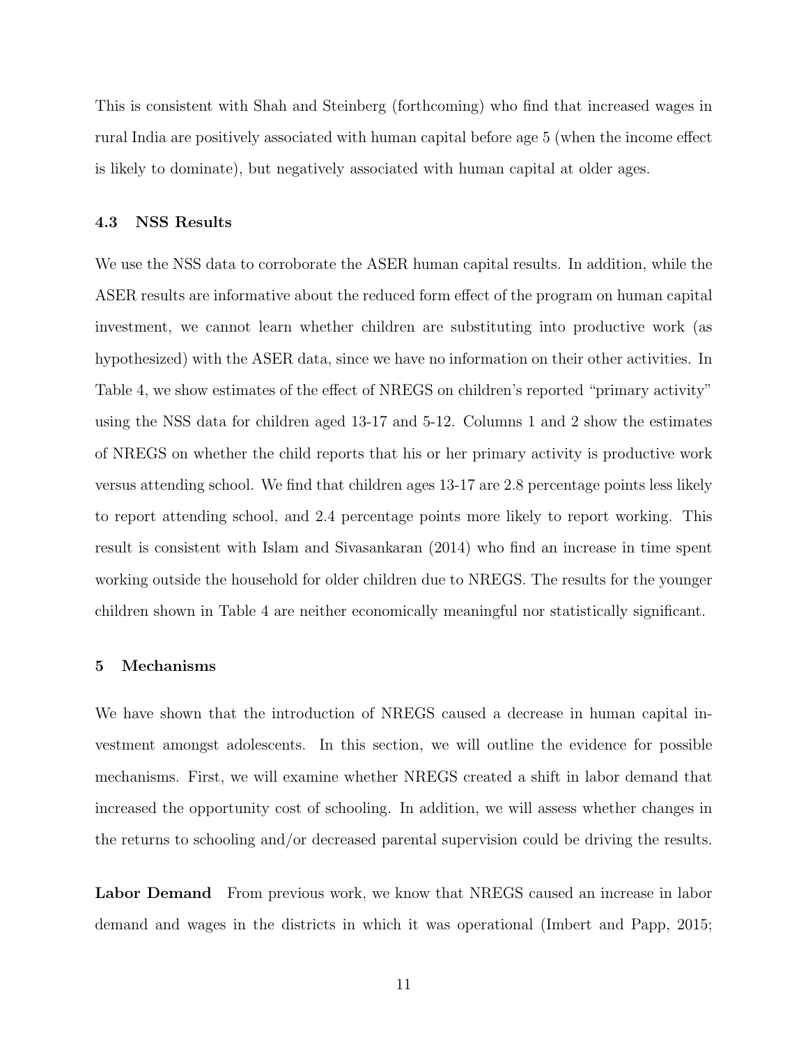This is consistent with Shah and Steinberg (forthcoming) who find that increased wages in rural India are positively associated with human capital before age 5 (when the income effect is likely to dominate), but negatively associated with human capital at older ages.

### 4.3 NSS Results

We use the NSS data to corroborate the ASER human capital results. In addition, while the ASER results are informative about the reduced form effect of the program on human capital investment, we cannot learn whether children are substituting into productive work (as hypothesized) with the ASER data, since we have no information on their other activities. In Table 4, we show estimates of the effect of NREGS on children's reported "primary activity" using the NSS data for children aged 13-17 and 5-12. Columns 1 and 2 show the estimates of NREGS on whether the child reports that his or her primary activity is productive work versus attending school. We find that children ages 13-17 are 2.8 percentage points less likely to report attending school, and 2.4 percentage points more likely to report working. This result is consistent with Islam and Sivasankaran (2014) who find an increase in time spent working outside the household for older children due to NREGS. The results for the younger children shown in Table 4 are neither economically meaningful nor statistically significant.

## 5 Mechanisms

We have shown that the introduction of NREGS caused a decrease in human capital investment amongst adolescents. In this section, we will outline the evidence for possible mechanisms. First, we will examine whether NREGS created a shift in labor demand that increased the opportunity cost of schooling. In addition, we will assess whether changes in the returns to schooling and/or decreased parental supervision could be driving the results.

**Labor Demand** From previous work, we know that NREGS caused an increase in labor demand and wages in the districts in which it was operational (Imbert and Papp, 2015;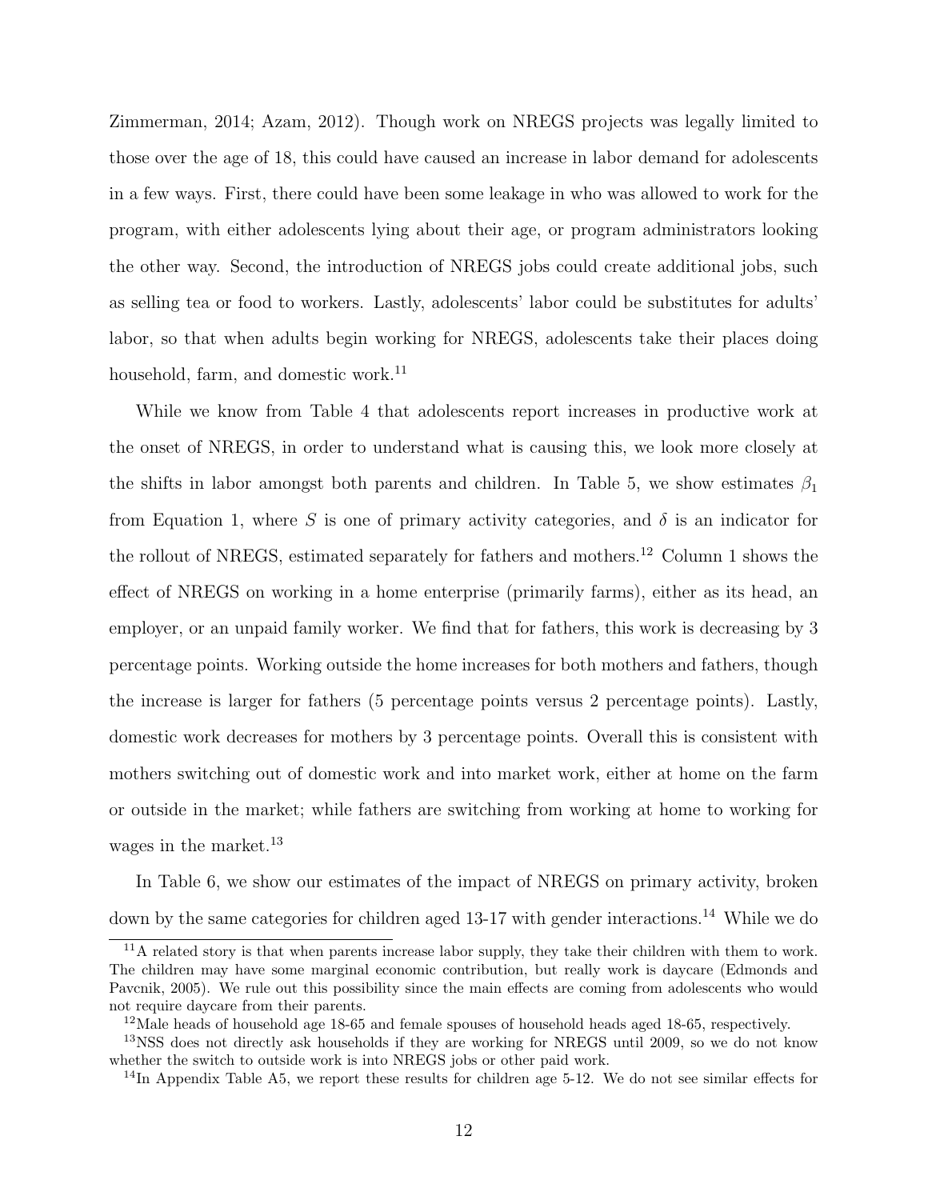Zimmerman, 2014; Azam, 2012). Though work on NREGS projects was legally limited to those over the age of 18, this could have caused an increase in labor demand for adolescents in a few ways. First, there could have been some leakage in who was allowed to work for the program, with either adolescents lying about their age, or program administrators looking the other way. Second, the introduction of NREGS jobs could create additional jobs, such as selling tea or food to workers. Lastly, adolescents' labor could be substitutes for adults' labor, so that when adults begin working for NREGS, adolescents take their places doing household, farm, and domestic work.[11]

While we know from Table 4 that adolescents report increases in productive work at the onset of NREGS, in order to understand what is causing this, we look more closely at the shifts in labor amongst both parents and children. In Table 5, we show estimates $\beta_1$ from Equation 1, where $S$ is one of primary activity categories, and $\delta$ is an indicator for the rollout of NREGS, estimated separately for fathers and mothers.[12] Column 1 shows the effect of NREGS on working in a home enterprise (primarily farms), either as its head, an employer, or an unpaid family worker. We find that for fathers, this work is decreasing by 3 percentage points. Working outside the home increases for both mothers and fathers, though the increase is larger for fathers (5 percentage points versus 2 percentage points). Lastly, domestic work decreases for mothers by 3 percentage points. Overall this is consistent with mothers switching out of domestic work and into market work, either at home on the farm or outside in the market; while fathers are switching from working at home to working for wages in the market.[13]

In Table 6, we show our estimates of the impact of NREGS on primary activity, broken down by the same categories for children aged 13-17 with gender interactions.[14] While we do

[11] A related story is that when parents increase labor supply, they take their children with them to work. The children may have some marginal economic contribution, but really work is daycare (Edmonds and Pavcnik, 2005). We rule out this possibility since the main effects are coming from adolescents who would not require daycare from their parents.

[12] Male heads of household age 18-65 and female spouses of household heads aged 18-65, respectively.

[13] NSS does not directly ask households if they are working for NREGS until 2009, so we do not know whether the switch to outside work is into NREGS jobs or other paid work.

[14] In Appendix Table A5, we report these results for children age 5-12. We do not see similar effects for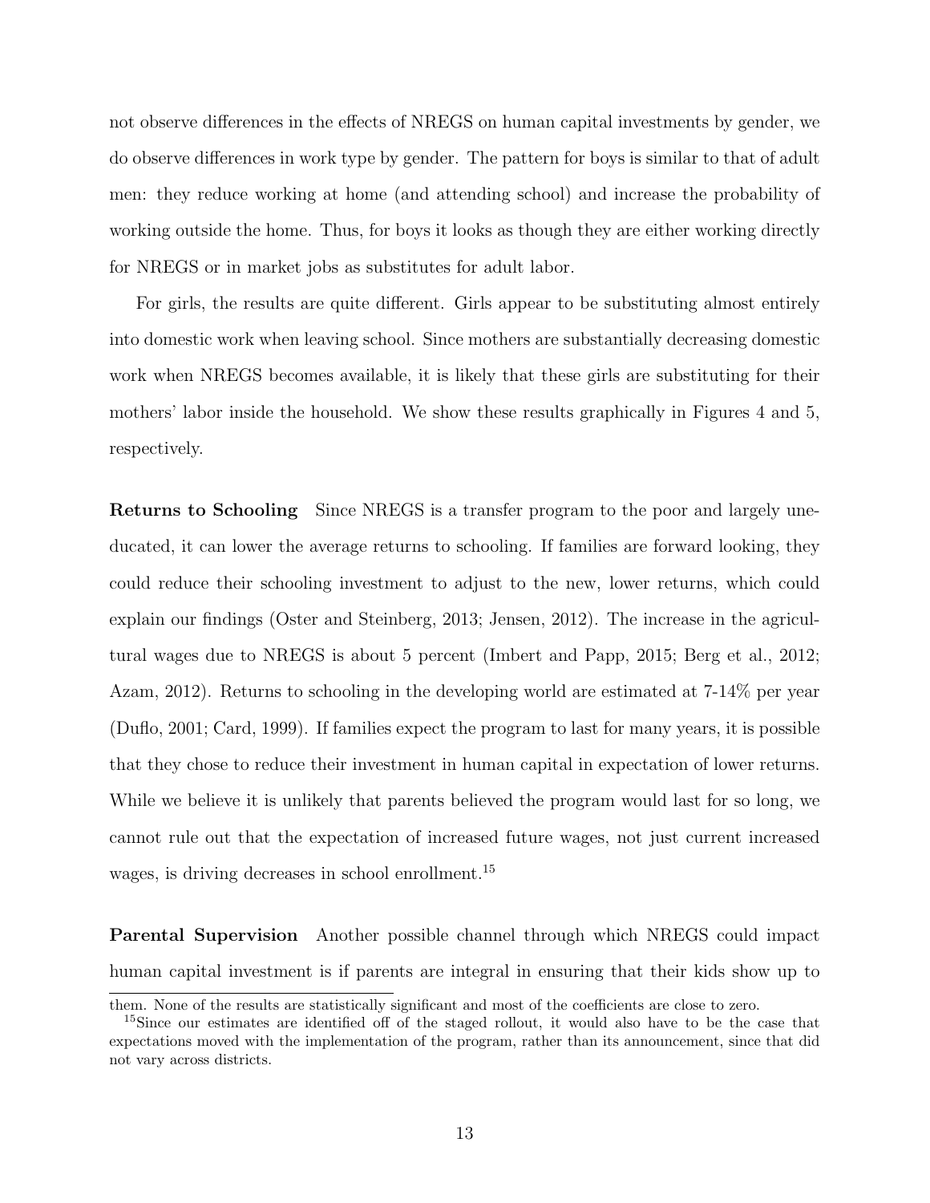not observe differences in the effects of NREGS on human capital investments by gender, we do observe differences in work type by gender. The pattern for boys is similar to that of adult men: they reduce working at home (and attending school) and increase the probability of working outside the home. Thus, for boys it looks as though they are either working directly for NREGS or in market jobs as substitutes for adult labor.

For girls, the results are quite different. Girls appear to be substituting almost entirely into domestic work when leaving school. Since mothers are substantially decreasing domestic work when NREGS becomes available, it is likely that these girls are substituting for their mothers' labor inside the household. We show these results graphically in Figures 4 and 5, respectively.

**Returns to Schooling** Since NREGS is a transfer program to the poor and largely uneducated, it can lower the average returns to schooling. If families are forward looking, they could reduce their schooling investment to adjust to the new, lower returns, which could explain our findings (Oster and Steinberg, 2013; Jensen, 2012). The increase in the agricultural wages due to NREGS is about 5 percent (Imbert and Papp, 2015; Berg et al., 2012; Azam, 2012). Returns to schooling in the developing world are estimated at 7-14% per year (Duflo, 2001; Card, 1999). If families expect the program to last for many years, it is possible that they chose to reduce their investment in human capital in expectation of lower returns. While we believe it is unlikely that parents believed the program would last for so long, we cannot rule out that the expectation of increased future wages, not just current increased wages, is driving decreases in school enrollment.[15]

**Parental Supervision** Another possible channel through which NREGS could impact human capital investment is if parents are integral in ensuring that their kids show up to

---

them. None of the results are statistically significant and most of the coefficients are close to zero.

[15]Since our estimates are identified off of the staged rollout, it would also have to be the case that expectations moved with the implementation of the program, rather than its announcement, since that did not vary across districts.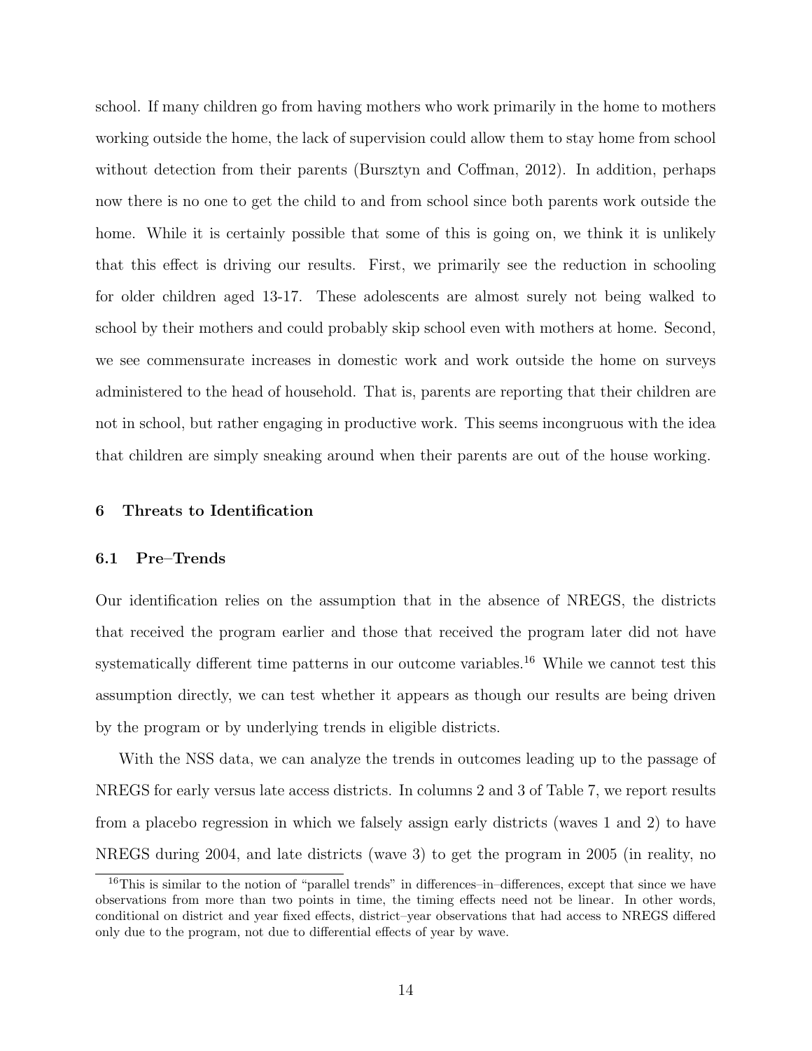school. If many children go from having mothers who work primarily in the home to mothers working outside the home, the lack of supervision could allow them to stay home from school without detection from their parents (Bursztyn and Coffman, 2012). In addition, perhaps now there is no one to get the child to and from school since both parents work outside the home. While it is certainly possible that some of this is going on, we think it is unlikely that this effect is driving our results. First, we primarily see the reduction in schooling for older children aged 13-17. These adolescents are almost surely not being walked to school by their mothers and could probably skip school even with mothers at home. Second, we see commensurate increases in domestic work and work outside the home on surveys administered to the head of household. That is, parents are reporting that their children are not in school, but rather engaging in productive work. This seems incongruous with the idea that children are simply sneaking around when their parents are out of the house working.

## 6 Threats to Identification

### 6.1 Pre–Trends

Our identification relies on the assumption that in the absence of NREGS, the districts that received the program earlier and those that received the program later did not have systematically different time patterns in our outcome variables.[16] While we cannot test this assumption directly, we can test whether it appears as though our results are being driven by the program or by underlying trends in eligible districts.

With the NSS data, we can analyze the trends in outcomes leading up to the passage of NREGS for early versus late access districts. In columns 2 and 3 of Table 7, we report results from a placebo regression in which we falsely assign early districts (waves 1 and 2) to have NREGS during 2004, and late districts (wave 3) to get the program in 2005 (in reality, no

[16]This is similar to the notion of "parallel trends" in differences–in–differences, except that since we have observations from more than two points in time, the timing effects need not be linear. In other words, conditional on district and year fixed effects, district–year observations that had access to NREGS differed only due to the program, not due to differential effects of year by wave.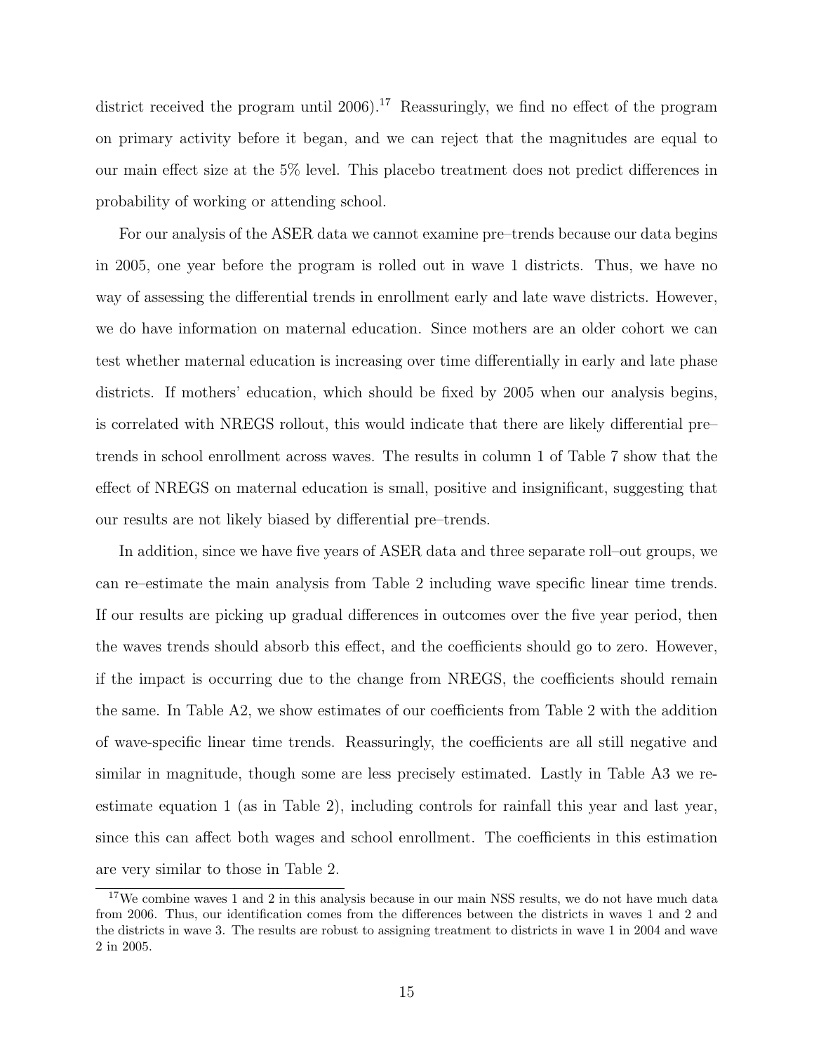district received the program until 2006).[17] Reassuringly, we find no effect of the program on primary activity before it began, and we can reject that the magnitudes are equal to our main effect size at the 5% level. This placebo treatment does not predict differences in probability of working or attending school.

For our analysis of the ASER data we cannot examine pre–trends because our data begins in 2005, one year before the program is rolled out in wave 1 districts. Thus, we have no way of assessing the differential trends in enrollment early and late wave districts. However, we do have information on maternal education. Since mothers are an older cohort we can test whether maternal education is increasing over time differentially in early and late phase districts. If mothers' education, which should be fixed by 2005 when our analysis begins, is correlated with NREGS rollout, this would indicate that there are likely differential pre–trends in school enrollment across waves. The results in column 1 of Table 7 show that the effect of NREGS on maternal education is small, positive and insignificant, suggesting that our results are not likely biased by differential pre–trends.

In addition, since we have five years of ASER data and three separate roll–out groups, we can re–estimate the main analysis from Table 2 including wave specific linear time trends. If our results are picking up gradual differences in outcomes over the five year period, then the waves trends should absorb this effect, and the coefficients should go to zero. However, if the impact is occurring due to the change from NREGS, the coefficients should remain the same. In Table A2, we show estimates of our coefficients from Table 2 with the addition of wave-specific linear time trends. Reassuringly, the coefficients are all still negative and similar in magnitude, though some are less precisely estimated. Lastly in Table A3 we re-estimate equation 1 (as in Table 2), including controls for rainfall this year and last year, since this can affect both wages and school enrollment. The coefficients in this estimation are very similar to those in Table 2.

[17] We combine waves 1 and 2 in this analysis because in our main NSS results, we do not have much data from 2006. Thus, our identification comes from the differences between the districts in waves 1 and 2 and the districts in wave 3. The results are robust to assigning treatment to districts in wave 1 in 2004 and wave 2 in 2005.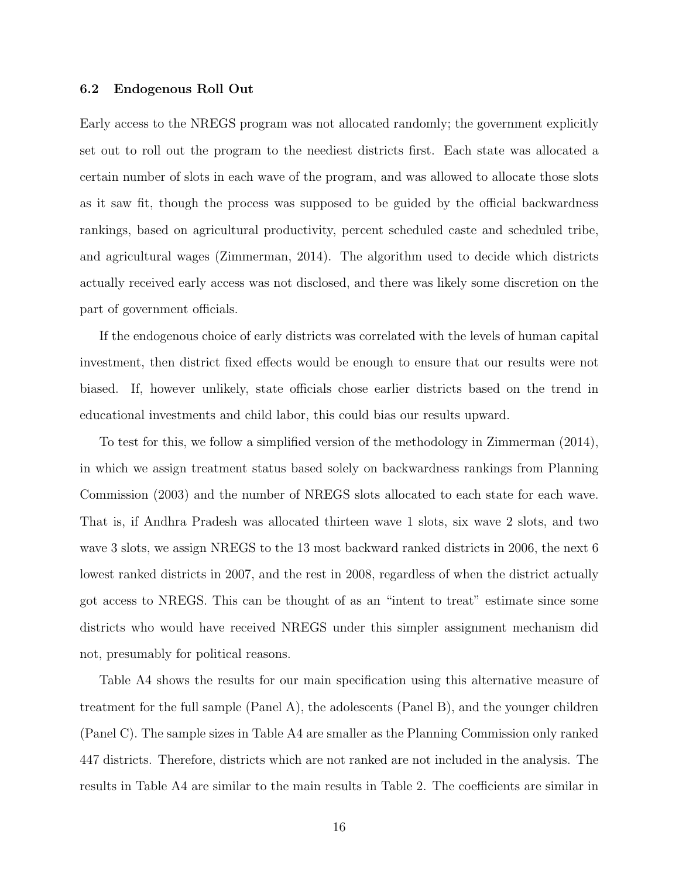### 6.2 Endogenous Roll Out

Early access to the NREGS program was not allocated randomly; the government explicitly set out to roll out the program to the neediest districts first. Each state was allocated a certain number of slots in each wave of the program, and was allowed to allocate those slots as it saw fit, though the process was supposed to be guided by the official backwardness rankings, based on agricultural productivity, percent scheduled caste and scheduled tribe, and agricultural wages (Zimmerman, 2014). The algorithm used to decide which districts actually received early access was not disclosed, and there was likely some discretion on the part of government officials.

If the endogenous choice of early districts was correlated with the levels of human capital investment, then district fixed effects would be enough to ensure that our results were not biased. If, however unlikely, state officials chose earlier districts based on the trend in educational investments and child labor, this could bias our results upward.

To test for this, we follow a simplified version of the methodology in Zimmerman (2014), in which we assign treatment status based solely on backwardness rankings from Planning Commission (2003) and the number of NREGS slots allocated to each state for each wave. That is, if Andhra Pradesh was allocated thirteen wave 1 slots, six wave 2 slots, and two wave 3 slots, we assign NREGS to the 13 most backward ranked districts in 2006, the next 6 lowest ranked districts in 2007, and the rest in 2008, regardless of when the district actually got access to NREGS. This can be thought of as an "intent to treat" estimate since some districts who would have received NREGS under this simpler assignment mechanism did not, presumably for political reasons.

Table A4 shows the results for our main specification using this alternative measure of treatment for the full sample (Panel A), the adolescents (Panel B), and the younger children (Panel C). The sample sizes in Table A4 are smaller as the Planning Commission only ranked 447 districts. Therefore, districts which are not ranked are not included in the analysis. The results in Table A4 are similar to the main results in Table 2. The coefficients are similar in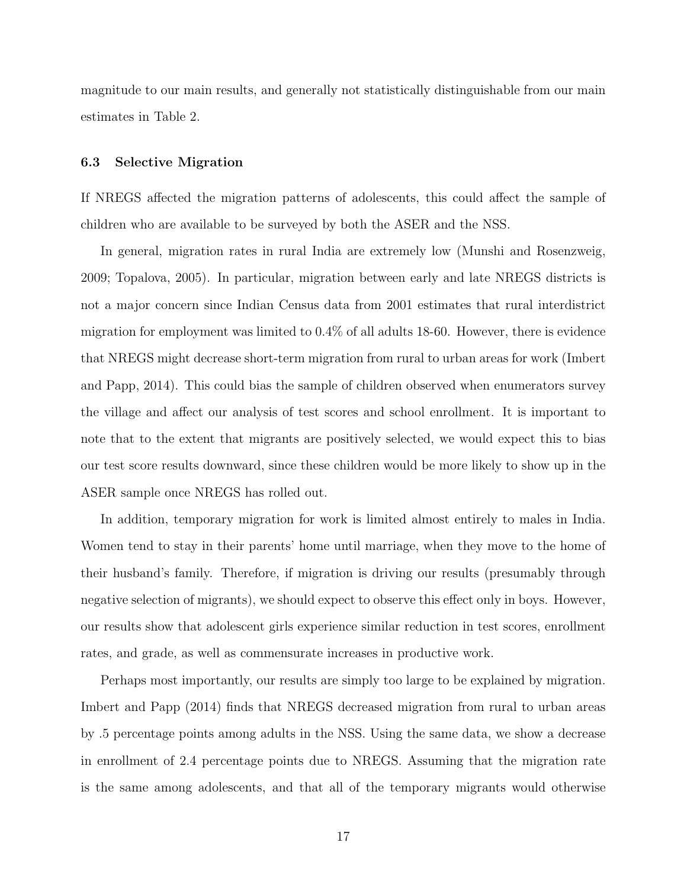magnitude to our main results, and generally not statistically distinguishable from our main estimates in Table 2.

### 6.3 Selective Migration

If NREGS affected the migration patterns of adolescents, this could affect the sample of children who are available to be surveyed by both the ASER and the NSS.

In general, migration rates in rural India are extremely low (Munshi and Rosenzweig, 2009; Topalova, 2005). In particular, migration between early and late NREGS districts is not a major concern since Indian Census data from 2001 estimates that rural interdistrict migration for employment was limited to 0.4% of all adults 18-60. However, there is evidence that NREGS might decrease short-term migration from rural to urban areas for work (Imbert and Papp, 2014). This could bias the sample of children observed when enumerators survey the village and affect our analysis of test scores and school enrollment. It is important to note that to the extent that migrants are positively selected, we would expect this to bias our test score results downward, since these children would be more likely to show up in the ASER sample once NREGS has rolled out.

In addition, temporary migration for work is limited almost entirely to males in India. Women tend to stay in their parents' home until marriage, when they move to the home of their husband's family. Therefore, if migration is driving our results (presumably through negative selection of migrants), we should expect to observe this effect only in boys. However, our results show that adolescent girls experience similar reduction in test scores, enrollment rates, and grade, as well as commensurate increases in productive work.

Perhaps most importantly, our results are simply too large to be explained by migration. Imbert and Papp (2014) finds that NREGS decreased migration from rural to urban areas by .5 percentage points among adults in the NSS. Using the same data, we show a decrease in enrollment of 2.4 percentage points due to NREGS. Assuming that the migration rate is the same among adolescents, and that all of the temporary migrants would otherwise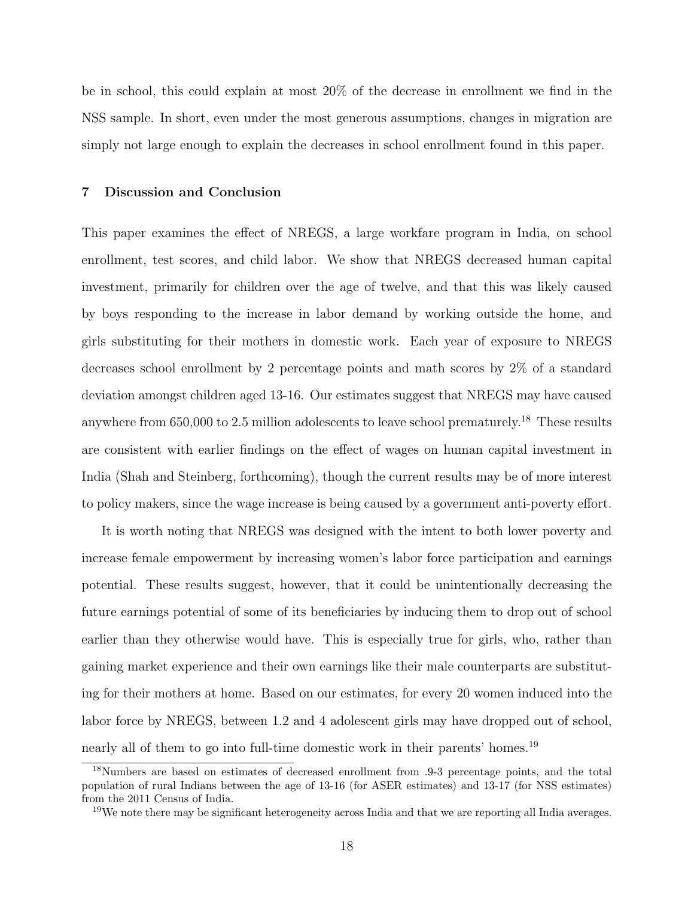be in school, this could explain at most 20% of the decrease in enrollment we find in the NSS sample. In short, even under the most generous assumptions, changes in migration are simply not large enough to explain the decreases in school enrollment found in this paper.

## 7 Discussion and Conclusion

This paper examines the effect of NREGS, a large workfare program in India, on school enrollment, test scores, and child labor. We show that NREGS decreased human capital investment, primarily for children over the age of twelve, and that this was likely caused by boys responding to the increase in labor demand by working outside the home, and girls substituting for their mothers in domestic work. Each year of exposure to NREGS decreases school enrollment by 2 percentage points and math scores by 2% of a standard deviation amongst children aged 13-16. Our estimates suggest that NREGS may have caused anywhere from 650,000 to 2.5 million adolescents to leave school prematurely.[18] These results are consistent with earlier findings on the effect of wages on human capital investment in India (Shah and Steinberg, forthcoming), though the current results may be of more interest to policy makers, since the wage increase is being caused by a government anti-poverty effort.

It is worth noting that NREGS was designed with the intent to both lower poverty and increase female empowerment by increasing women's labor force participation and earnings potential. These results suggest, however, that it could be unintentionally decreasing the future earnings potential of some of its beneficiaries by inducing them to drop out of school earlier than they otherwise would have. This is especially true for girls, who, rather than gaining market experience and their own earnings like their male counterparts are substituting for their mothers at home. Based on our estimates, for every 20 women induced into the labor force by NREGS, between 1.2 and 4 adolescent girls may have dropped out of school, nearly all of them to go into full-time domestic work in their parents' homes.[19]

[18] Numbers are based on estimates of decreased enrollment from .9-3 percentage points, and the total population of rural Indians between the age of 13-16 (for ASER estimates) and 13-17 (for NSS estimates) from the 2011 Census of India.

[19] We note there may be significant heterogeneity across India and that we are reporting all India averages.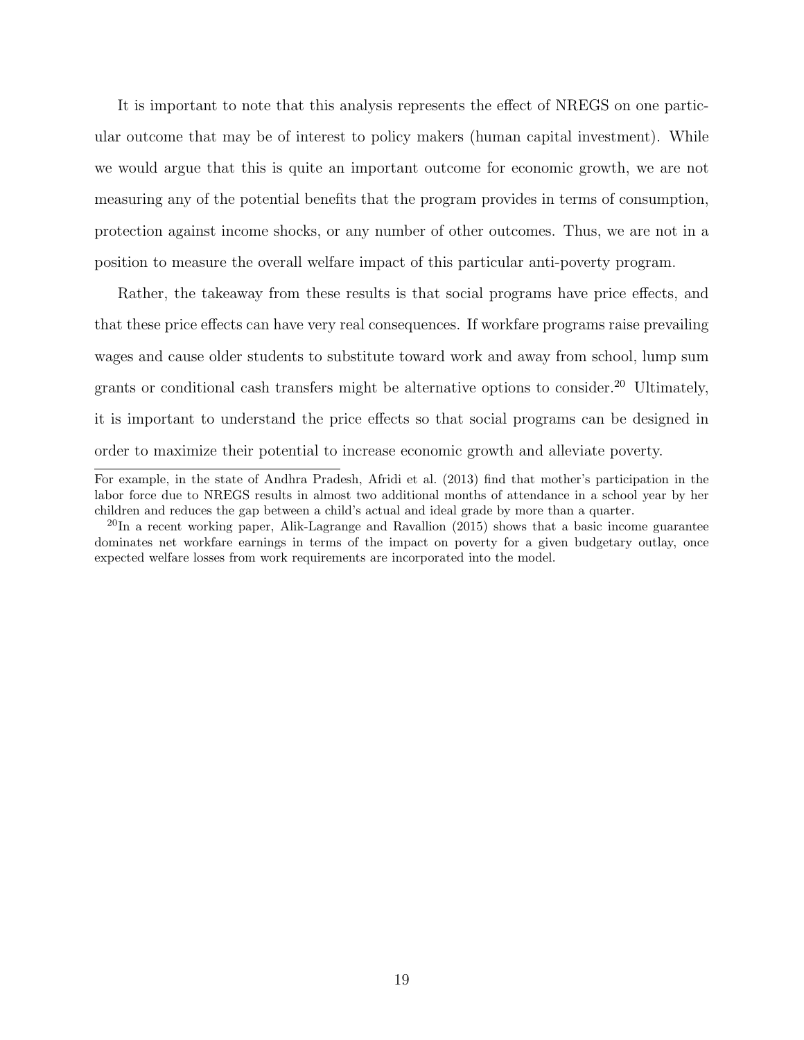It is important to note that this analysis represents the effect of NREGS on one particular outcome that may be of interest to policy makers (human capital investment). While we would argue that this is quite an important outcome for economic growth, we are not measuring any of the potential benefits that the program provides in terms of consumption, protection against income shocks, or any number of other outcomes. Thus, we are not in a position to measure the overall welfare impact of this particular anti-poverty program.

Rather, the takeaway from these results is that social programs have price effects, and that these price effects can have very real consequences. If workfare programs raise prevailing wages and cause older students to substitute toward work and away from school, lump sum grants or conditional cash transfers might be alternative options to consider.[20] Ultimately, it is important to understand the price effects so that social programs can be designed in order to maximize their potential to increase economic growth and alleviate poverty.

---

For example, in the state of Andhra Pradesh, Afridi et al. (2013) find that mother's participation in the labor force due to NREGS results in almost two additional months of attendance in a school year by her children and reduces the gap between a child's actual and ideal grade by more than a quarter.

[20] In a recent working paper, Alik-Lagrange and Ravallion (2015) shows that a basic income guarantee dominates net workfare earnings in terms of the impact on poverty for a given budgetary outlay, once expected welfare losses from work requirements are incorporated into the model.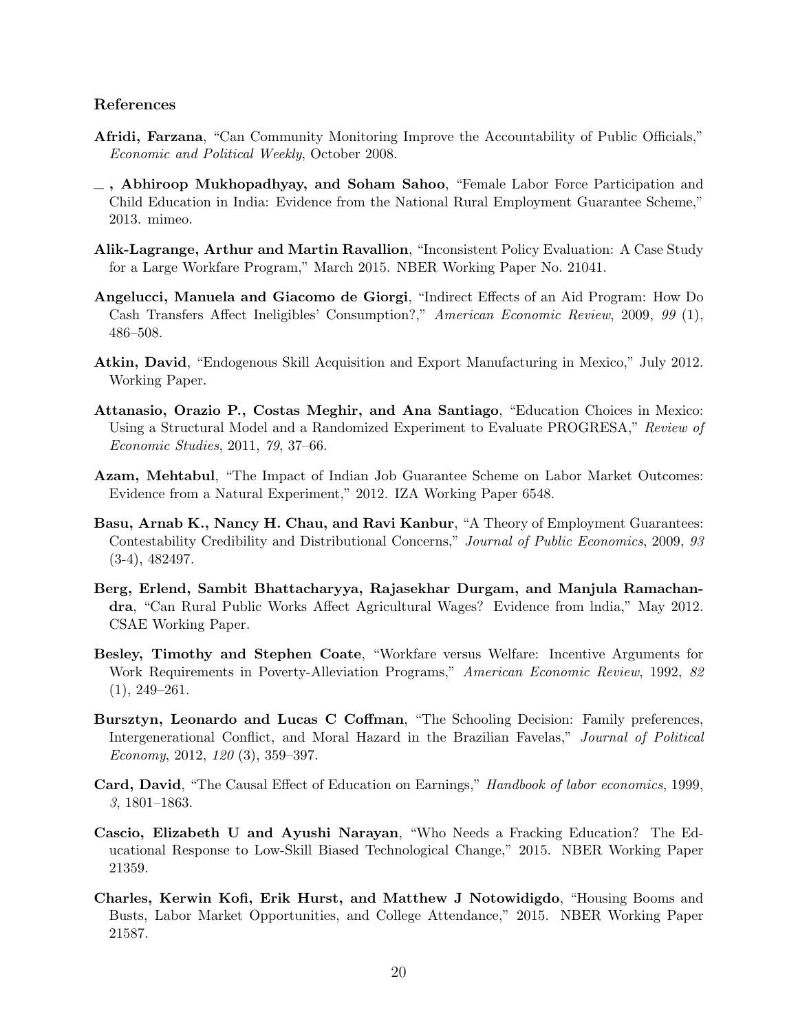### References

**Afridi, Farzana**, "Can Community Monitoring Improve the Accountability of Public Officials," *Economic and Political Weekly*, October 2008.

**\_, Abhiroop Mukhopadhyay, and Soham Sahoo**, "Female Labor Force Participation and Child Education in India: Evidence from the National Rural Employment Guarantee Scheme," 2013. mimeo.

**Alik-Lagrange, Arthur and Martin Ravallion**, "Inconsistent Policy Evaluation: A Case Study for a Large Workfare Program," March 2015. NBER Working Paper No. 21041.

**Angelucci, Manuela and Giacomo de Giorgi**, "Indirect Effects of an Aid Program: How Do Cash Transfers Affect Ineligibles' Consumption?," *American Economic Review*, 2009, *99* (1), 486–508.

**Atkin, David**, "Endogenous Skill Acquisition and Export Manufacturing in Mexico," July 2012. Working Paper.

**Attanasio, Orazio P., Costas Meghir, and Ana Santiago**, "Education Choices in Mexico: Using a Structural Model and a Randomized Experiment to Evaluate PROGRESA," *Review of Economic Studies*, 2011, *79*, 37–66.

**Azam, Mehtabul**, "The Impact of Indian Job Guarantee Scheme on Labor Market Outcomes: Evidence from a Natural Experiment," 2012. IZA Working Paper 6548.

**Basu, Arnab K., Nancy H. Chau, and Ravi Kanbur**, "A Theory of Employment Guarantees: Contestability Credibility and Distributional Concerns," *Journal of Public Economics*, 2009, *93* (3-4), 482497.

**Berg, Erlend, Sambit Bhattacharyya, Rajasekhar Durgam, and Manjula Ramachandra**, "Can Rural Public Works Affect Agricultural Wages? Evidence from lndia," May 2012. CSAE Working Paper.

**Besley, Timothy and Stephen Coate**, "Workfare versus Welfare: Incentive Arguments for Work Requirements in Poverty-Alleviation Programs," *American Economic Review*, 1992, *82* (1), 249–261.

**Bursztyn, Leonardo and Lucas C Coffman**, "The Schooling Decision: Family preferences, Intergenerational Conflict, and Moral Hazard in the Brazilian Favelas," *Journal of Political Economy*, 2012, *120* (3), 359–397.

**Card, David**, "The Causal Effect of Education on Earnings," *Handbook of labor economics*, 1999, *3*, 1801–1863.

**Cascio, Elizabeth U and Ayushi Narayan**, "Who Needs a Fracking Education? The Educational Response to Low-Skill Biased Technological Change," 2015. NBER Working Paper 21359.

**Charles, Kerwin Kofi, Erik Hurst, and Matthew J Notowidigdo**, "Housing Booms and Busts, Labor Market Opportunities, and College Attendance," 2015. NBER Working Paper 21587.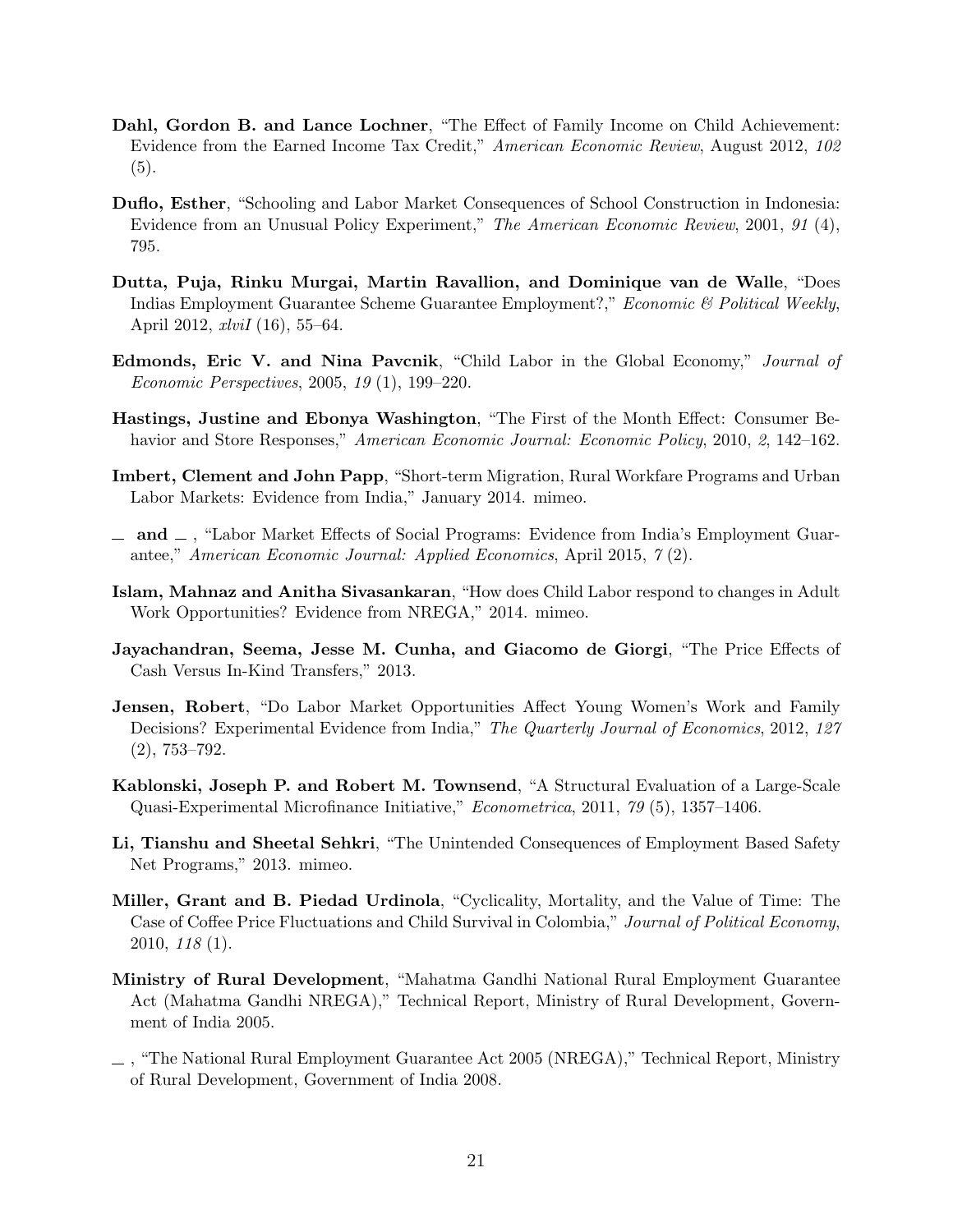**Dahl, Gordon B. and Lance Lochner**, "The Effect of Family Income on Child Achievement: Evidence from the Earned Income Tax Credit," *American Economic Review*, August 2012, *102* (5).

**Duflo, Esther**, "Schooling and Labor Market Consequences of School Construction in Indonesia: Evidence from an Unusual Policy Experiment," *The American Economic Review*, 2001, *91* (4), 795.

**Dutta, Puja, Rinku Murgai, Martin Ravallion, and Dominique van de Walle**, "Does Indias Employment Guarantee Scheme Guarantee Employment?," *Economic & Political Weekly*, April 2012, *xlviI* (16), 55–64.

**Edmonds, Eric V. and Nina Pavcnik**, "Child Labor in the Global Economy," *Journal of Economic Perspectives*, 2005, *19* (1), 199–220.

**Hastings, Justine and Ebonya Washington**, "The First of the Month Effect: Consumer Behavior and Store Responses," *American Economic Journal: Economic Policy*, 2010, *2*, 142–162.

**Imbert, Clement and John Papp**, "Short-term Migration, Rural Workfare Programs and Urban Labor Markets: Evidence from India," January 2014. mimeo.

**\_ and \_** , "Labor Market Effects of Social Programs: Evidence from India's Employment Guarantee," *American Economic Journal: Applied Economics*, April 2015, *7* (2).

**Islam, Mahnaz and Anitha Sivasankaran**, "How does Child Labor respond to changes in Adult Work Opportunities? Evidence from NREGA," 2014. mimeo.

**Jayachandran, Seema, Jesse M. Cunha, and Giacomo de Giorgi**, "The Price Effects of Cash Versus In-Kind Transfers," 2013.

**Jensen, Robert**, "Do Labor Market Opportunities Affect Young Women's Work and Family Decisions? Experimental Evidence from India," *The Quarterly Journal of Economics*, 2012, *127* (2), 753–792.

**Kablonski, Joseph P. and Robert M. Townsend**, "A Structural Evaluation of a Large-Scale Quasi-Experimental Microfinance Initiative," *Econometrica*, 2011, *79* (5), 1357–1406.

**Li, Tianshu and Sheetal Sehkri**, "The Unintended Consequences of Employment Based Safety Net Programs," 2013. mimeo.

**Miller, Grant and B. Piedad Urdinola**, "Cyclicality, Mortality, and the Value of Time: The Case of Coffee Price Fluctuations and Child Survival in Colombia," *Journal of Political Economy*, 2010, *118* (1).

**Ministry of Rural Development**, "Mahatma Gandhi National Rural Employment Guarantee Act (Mahatma Gandhi NREGA)," Technical Report, Ministry of Rural Development, Government of India 2005.

\_ , "The National Rural Employment Guarantee Act 2005 (NREGA)," Technical Report, Ministry of Rural Development, Government of India 2008.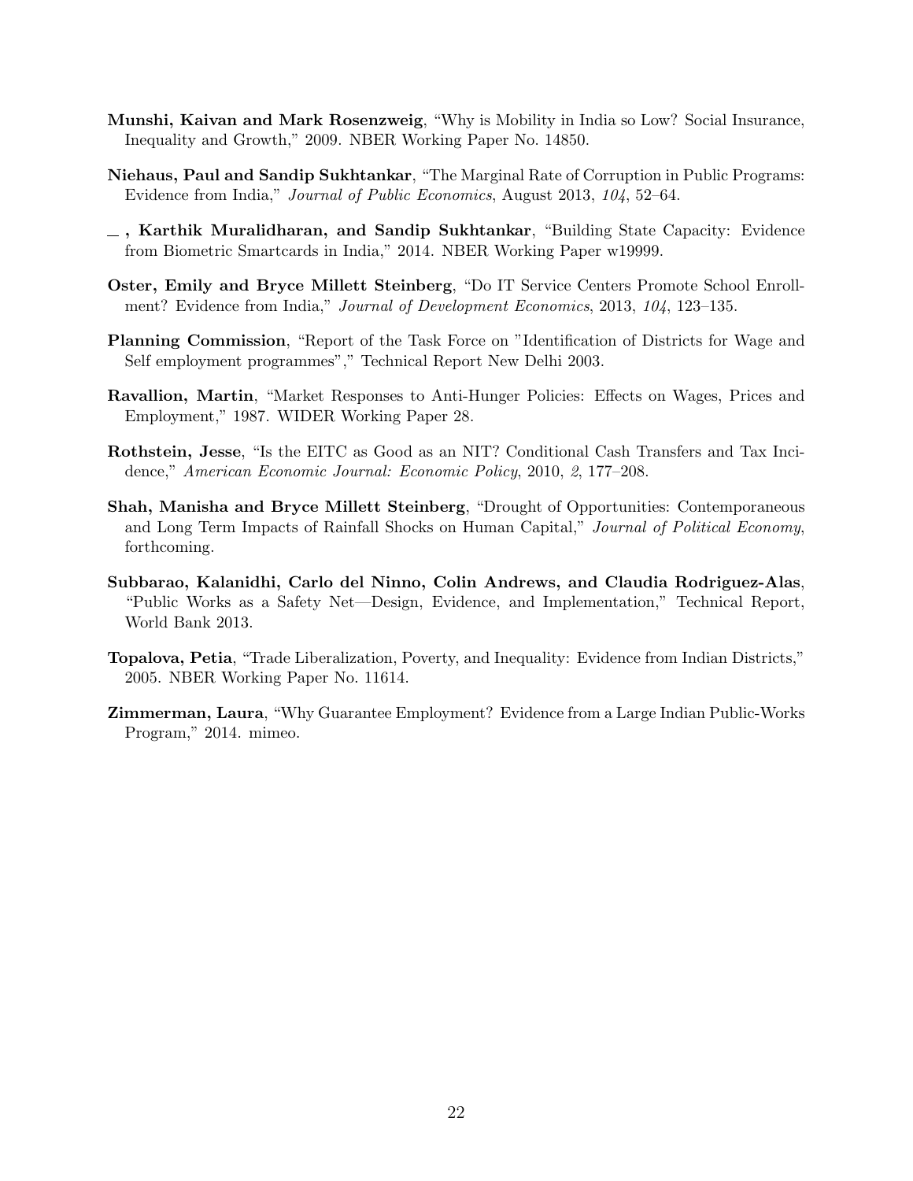**Munshi, Kaivan and Mark Rosenzweig**, "Why is Mobility in India so Low? Social Insurance, Inequality and Growth," 2009. NBER Working Paper No. 14850.

**Niehaus, Paul and Sandip Sukhtankar**, "The Marginal Rate of Corruption in Public Programs: Evidence from India," *Journal of Public Economics*, August 2013, *104*, 52–64.

**\_\_ , Karthik Muralidharan, and Sandip Sukhtankar**, "Building State Capacity: Evidence from Biometric Smartcards in India," 2014. NBER Working Paper w19999.

**Oster, Emily and Bryce Millett Steinberg**, "Do IT Service Centers Promote School Enrollment? Evidence from India," *Journal of Development Economics*, 2013, *104*, 123–135.

**Planning Commission**, "Report of the Task Force on "Identification of Districts for Wage and Self employment programmes"," Technical Report New Delhi 2003.

**Ravallion, Martin**, "Market Responses to Anti-Hunger Policies: Effects on Wages, Prices and Employment," 1987. WIDER Working Paper 28.

**Rothstein, Jesse**, "Is the EITC as Good as an NIT? Conditional Cash Transfers and Tax Incidence," *American Economic Journal: Economic Policy*, 2010, *2*, 177–208.

**Shah, Manisha and Bryce Millett Steinberg**, "Drought of Opportunities: Contemporaneous and Long Term Impacts of Rainfall Shocks on Human Capital," *Journal of Political Economy*, forthcoming.

**Subbarao, Kalanidhi, Carlo del Ninno, Colin Andrews, and Claudia Rodriguez-Alas**, "Public Works as a Safety Net—Design, Evidence, and Implementation," Technical Report, World Bank 2013.

**Topalova, Petia**, "Trade Liberalization, Poverty, and Inequality: Evidence from Indian Districts," 2005. NBER Working Paper No. 11614.

**Zimmerman, Laura**, "Why Guarantee Employment? Evidence from a Large Indian Public-Works Program," 2014. mimeo.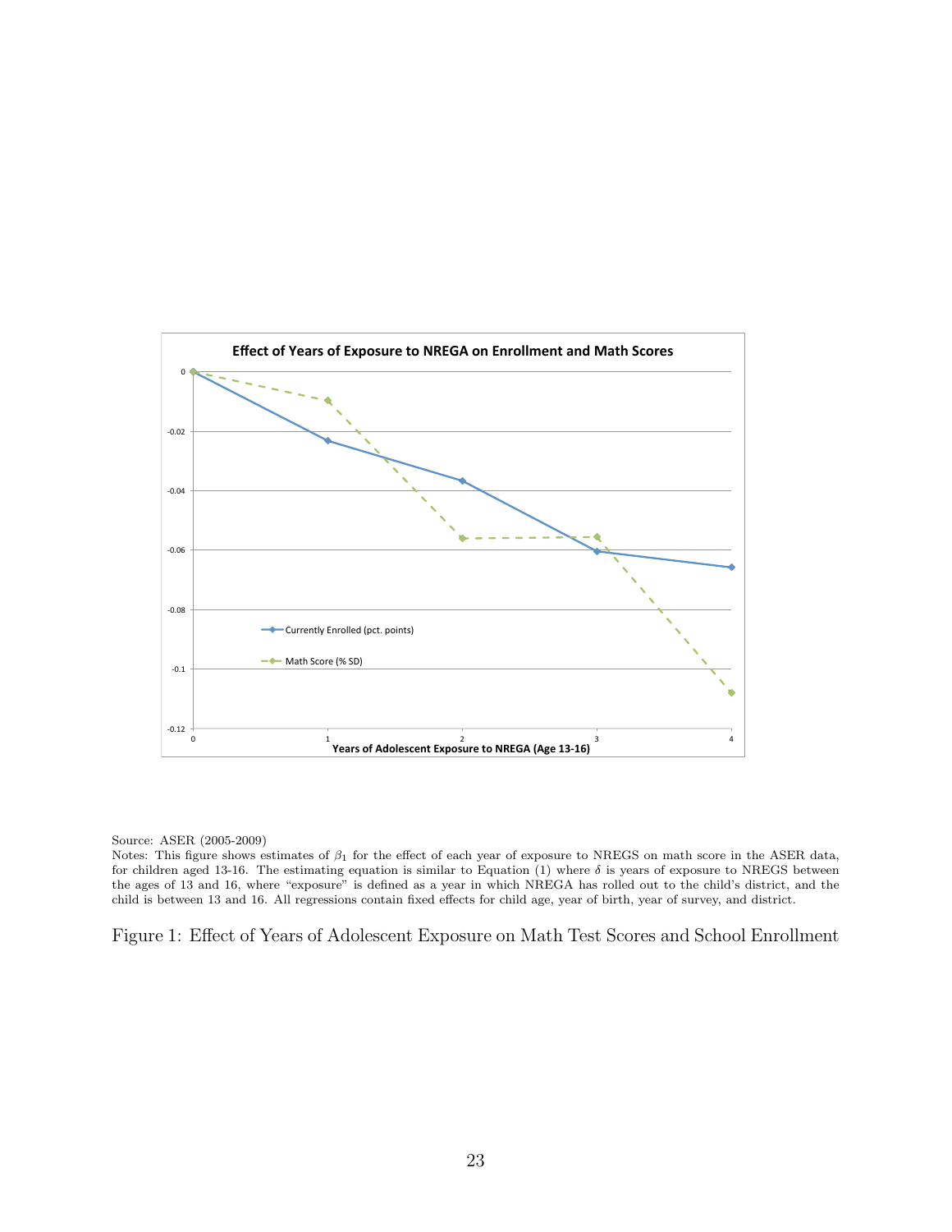Source: ASER (2005-2009)

Notes: This figure shows estimates of $\beta_1$ for the effect of each year of exposure to NREGS on math score in the ASER data, for children aged 13-16. The estimating equation is similar to Equation (1) where $\delta$ is years of exposure to NREGS between the ages of 13 and 16, where "exposure" is defined as a year in which NREGA has rolled out to the child's district, and the child is between 13 and 16. All regressions contain fixed effects for child age, year of birth, year of survey, and district.

Figure 1: Effect of Years of Adolescent Exposure on Math Test Scores and School Enrollment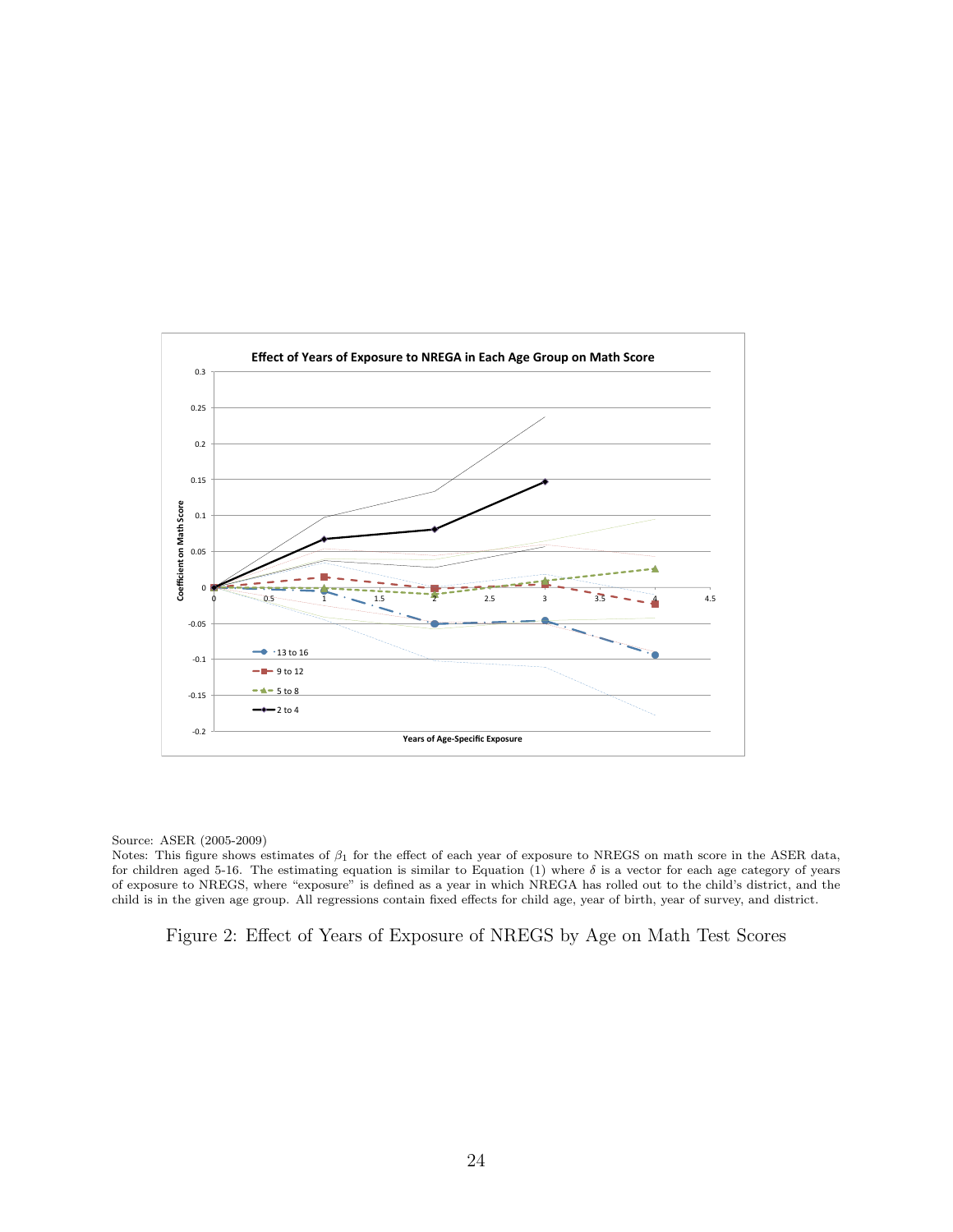Source: ASER (2005-2009)

Notes: This figure shows estimates of $\beta_1$ for the effect of each year of exposure to NREGS on math score in the ASER data, for children aged 5-16. The estimating equation is similar to Equation (1) where $\delta$ is a vector for each age category of years of exposure to NREGS, where "exposure" is defined as a year in which NREGA has rolled out to the child's district, and the child is in the given age group. All regressions contain fixed effects for child age, year of birth, year of survey, and district.

Figure 2: Effect of Years of Exposure of NREGS by Age on Math Test Scores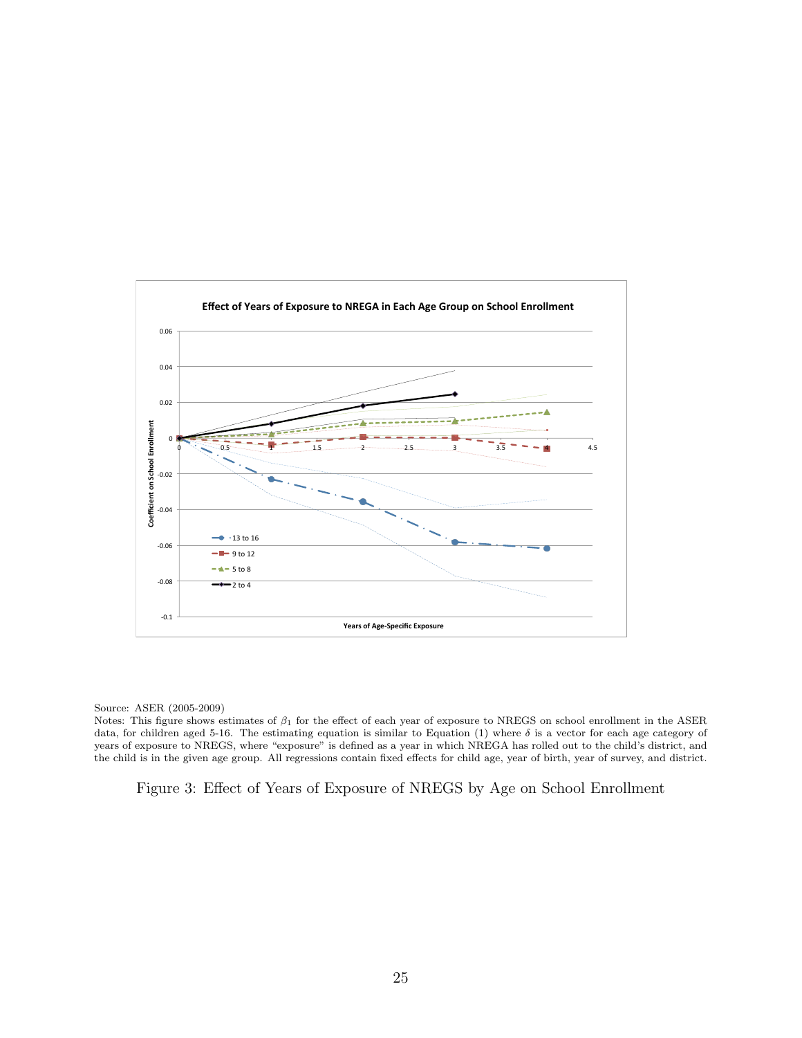Source: ASER (2005-2009)

Notes: This figure shows estimates of $\beta_1$ for the effect of each year of exposure to NREGS on school enrollment in the ASER data, for children aged 5-16. The estimating equation is similar to Equation (1) where $\delta$ is a vector for each age category of years of exposure to NREGS, where "exposure" is defined as a year in which NREGA has rolled out to the child's district, and the child is in the given age group. All regressions contain fixed effects for child age, year of birth, year of survey, and district.

Figure 3: Effect of Years of Exposure of NREGS by Age on School Enrollment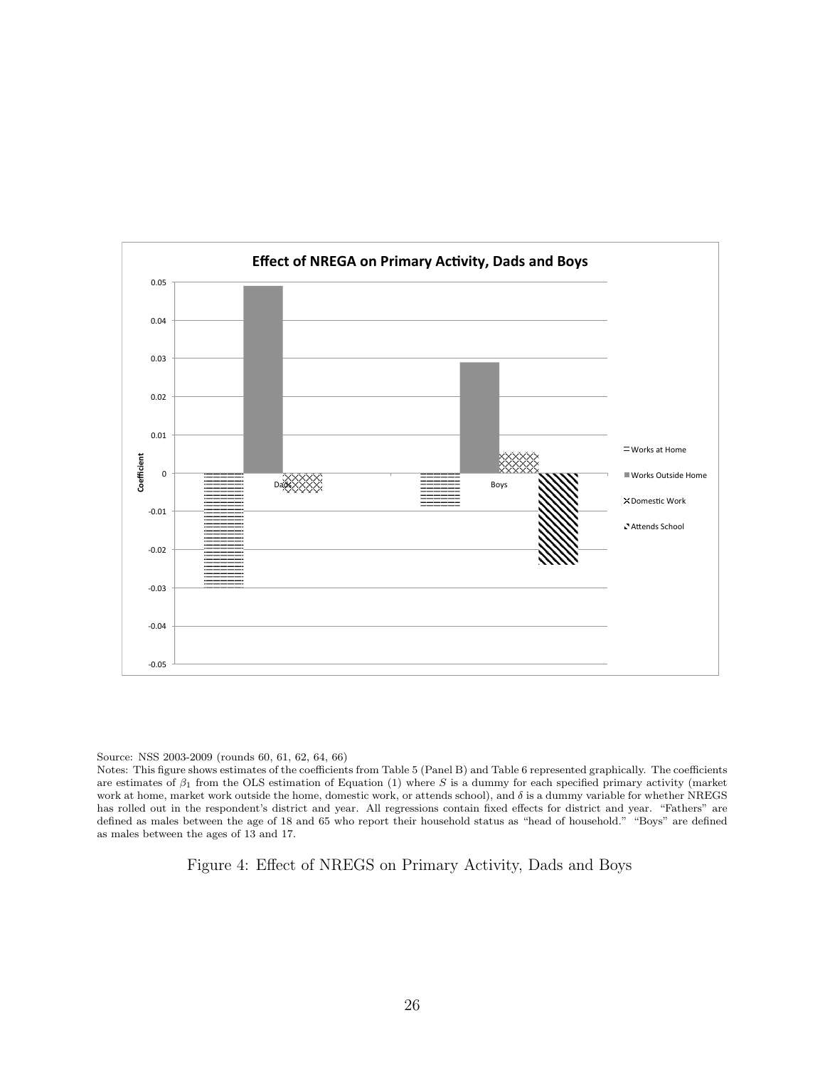Source: NSS 2003-2009 (rounds 60, 61, 62, 64, 66)

Notes: This figure shows estimates of the coefficients from Table 5 (Panel B) and Table 6 represented graphically. The coefficients are estimates of $\beta_1$ from the OLS estimation of Equation (1) where $S$ is a dummy for each specified primary activity (market work at home, market work outside the home, domestic work, or attends school), and $\delta$ is a dummy variable for whether NREGS has rolled out in the respondent's district and year. All regressions contain fixed effects for district and year. "Fathers" are defined as males between the age of 18 and 65 who report their household status as "head of household." "Boys" are defined as males between the ages of 13 and 17.

Figure 4: Effect of NREGS on Primary Activity, Dads and Boys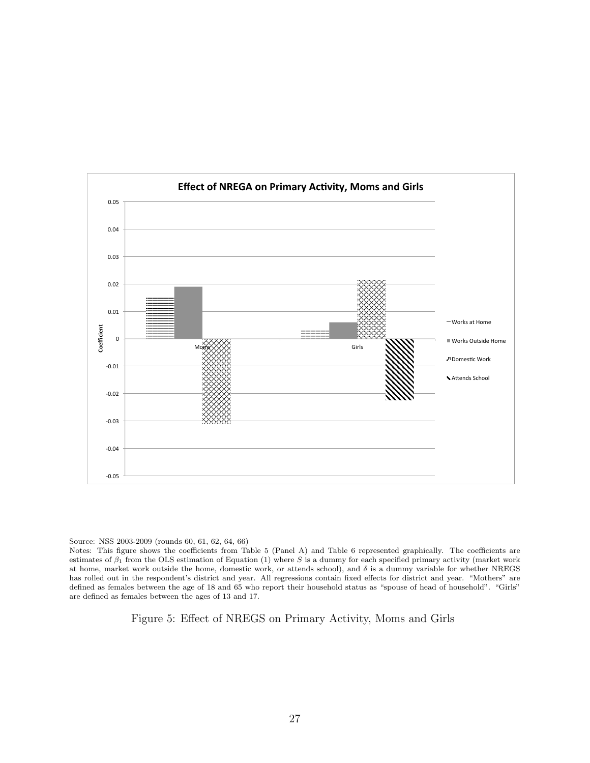Source: NSS 2003-2009 (rounds 60, 61, 62, 64, 66)

Notes: This figure shows the coefficients from Table 5 (Panel A) and Table 6 represented graphically. The coefficients are estimates of $\beta_1$ from the OLS estimation of Equation (1) where $S$ is a dummy for each specified primary activity (market work at home, market work outside the home, domestic work, or attends school), and $\delta$ is a dummy variable for whether NREGS has rolled out in the respondent's district and year. All regressions contain fixed effects for district and year. "Mothers" are defined as females between the age of 18 and 65 who report their household status as "spouse of head of household". "Girls" are defined as females between the ages of 13 and 17.

Figure 5: Effect of NREGS on Primary Activity, Moms and Girls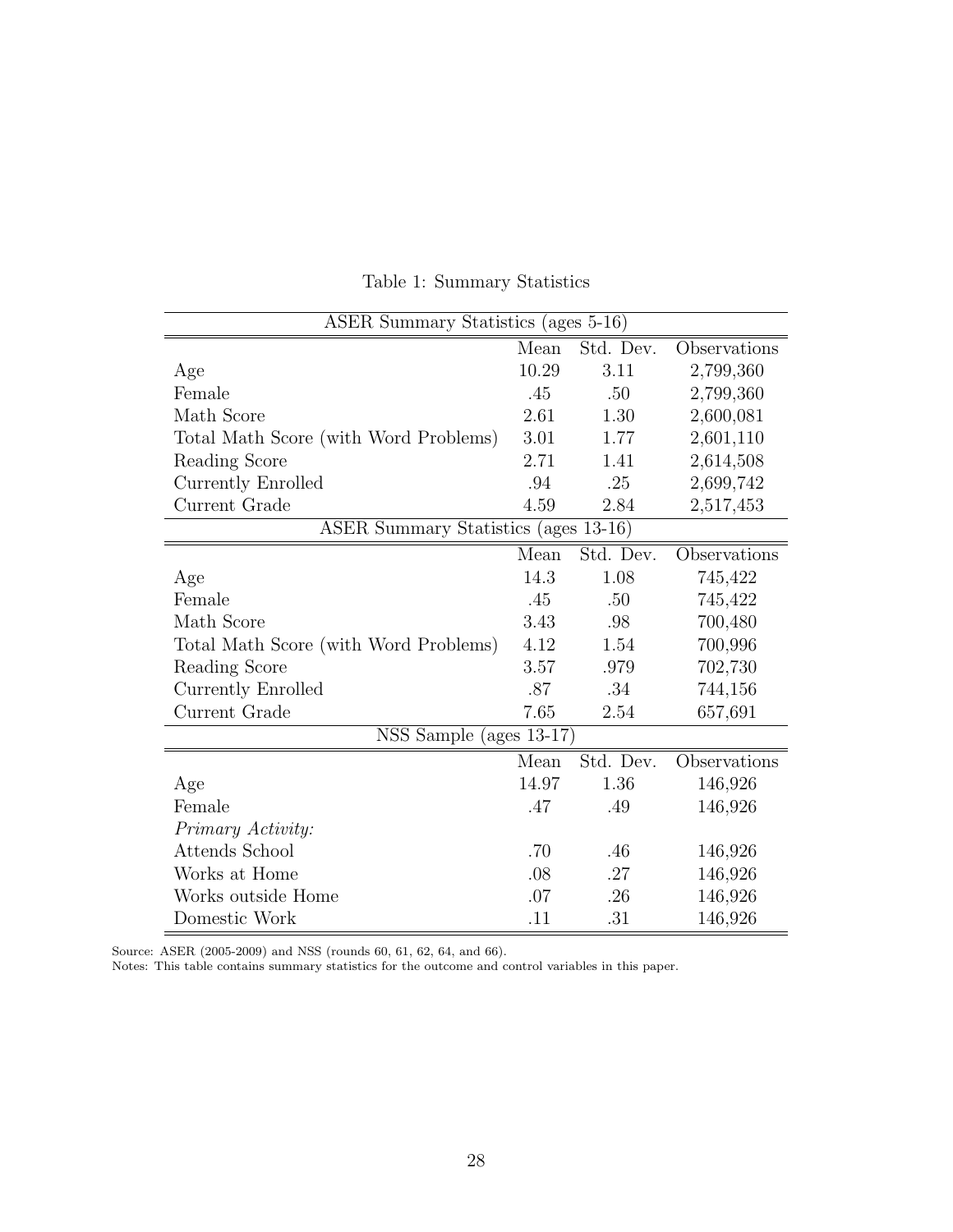Table 1: Summary Statistics

| ASER Summary Statistics (ages 5-16) | | | |
|---|---|---|---|
| | Mean | Std. Dev. | Observations |
| Age | 10.29 | 3.11 | 2,799,360 |
| Female | .45 | .50 | 2,799,360 |
| Math Score | 2.61 | 1.30 | 2,600,081 |
| Total Math Score (with Word Problems) | 3.01 | 1.77 | 2,601,110 |
| Reading Score | 2.71 | 1.41 | 2,614,508 |
| Currently Enrolled | .94 | .25 | 2,699,742 |
| Current Grade | 4.59 | 2.84 | 2,517,453 |
| **ASER Summary Statistics (ages 13-16)** | | | |
| | Mean | Std. Dev. | Observations |
| Age | 14.3 | 1.08 | 745,422 |
| Female | .45 | .50 | 745,422 |
| Math Score | 3.43 | .98 | 700,480 |
| Total Math Score (with Word Problems) | 4.12 | 1.54 | 700,996 |
| Reading Score | 3.57 | .979 | 702,730 |
| Currently Enrolled | .87 | .34 | 744,156 |
| Current Grade | 7.65 | 2.54 | 657,691 |
| **NSS Sample (ages 13-17)** | | | |
| | Mean | Std. Dev. | Observations |
| Age | 14.97 | 1.36 | 146,926 |
| Female | .47 | .49 | 146,926 |
| *Primary Activity:* | | | |
| Attends School | .70 | .46 | 146,926 |
| Works at Home | .08 | .27 | 146,926 |
| Works outside Home | .07 | .26 | 146,926 |
| Domestic Work | .11 | .31 | 146,926 |

Source: ASER (2005-2009) and NSS (rounds 60, 61, 62, 64, and 66).
Notes: This table contains summary statistics for the outcome and control variables in this paper.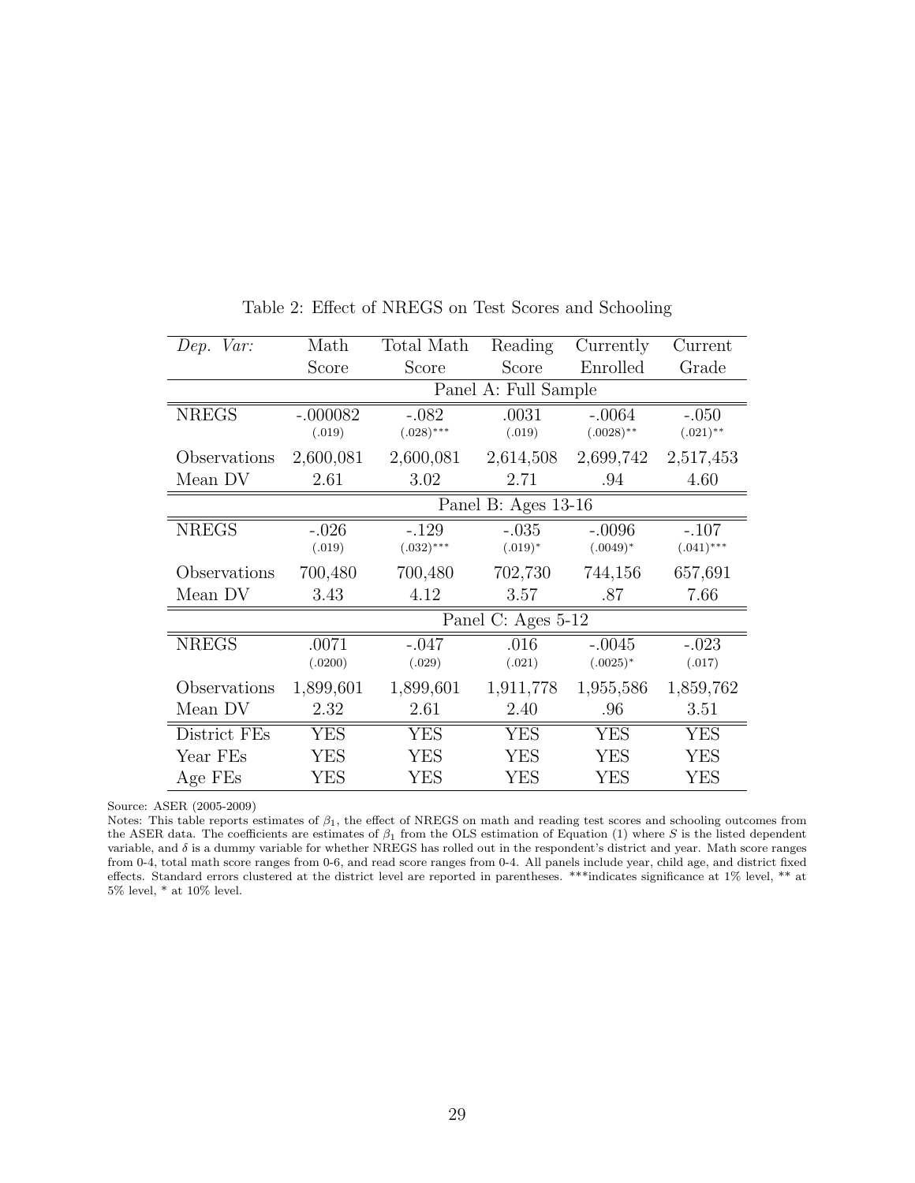Table 2: Effect of NREGS on Test Scores and Schooling

| *Dep. Var:* | Math Score | Total Math Score | Reading Score | Currently Enrolled | Current Grade |
|---|---|---|---|---|---|
| | Panel A: Full Sample | | | | |
| NREGS | -.000082 | -.082 | .0031 | -.0064 | -.050 |
| | (.019) | (.028)*** | (.019) | (.0028)** | (.021)** |
| Observations | 2,600,081 | 2,600,081 | 2,614,508 | 2,699,742 | 2,517,453 |
| Mean DV | 2.61 | 3.02 | 2.71 | .94 | 4.60 |
| | Panel B: Ages 13-16 | | | | |
| NREGS | -.026 | -.129 | -.035 | -.0096 | -.107 |
| | (.019) | (.032)*** | (.019)* | (.0049)* | (.041)*** |
| Observations | 700,480 | 700,480 | 702,730 | 744,156 | 657,691 |
| Mean DV | 3.43 | 4.12 | 3.57 | .87 | 7.66 |
| | Panel C: Ages 5-12 | | | | |
| NREGS | .0071 | -.047 | .016 | -.0045 | -.023 |
| | (.0200) | (.029) | (.021) | (.0025)* | (.017) |
| Observations | 1,899,601 | 1,899,601 | 1,911,778 | 1,955,586 | 1,859,762 |
| Mean DV | 2.32 | 2.61 | 2.40 | .96 | 3.51 |
| District FEs | YES | YES | YES | YES | YES |
| Year FEs | YES | YES | YES | YES | YES |
| Age FEs | YES | YES | YES | YES | YES |

Source: ASER (2005-2009)

Notes: This table reports estimates of $\beta_1$, the effect of NREGS on math and reading test scores and schooling outcomes from the ASER data. The coefficients are estimates of $\beta_1$ from the OLS estimation of Equation (1) where $S$ is the listed dependent variable, and $\delta$ is a dummy variable for whether NREGS has rolled out in the respondent's district and year. Math score ranges from 0-4, total math score ranges from 0-6, and read score ranges from 0-4. All panels include year, child age, and district fixed effects. Standard errors clustered at the district level are reported in parentheses. ***indicates significance at 1% level, ** at 5% level, * at 10% level.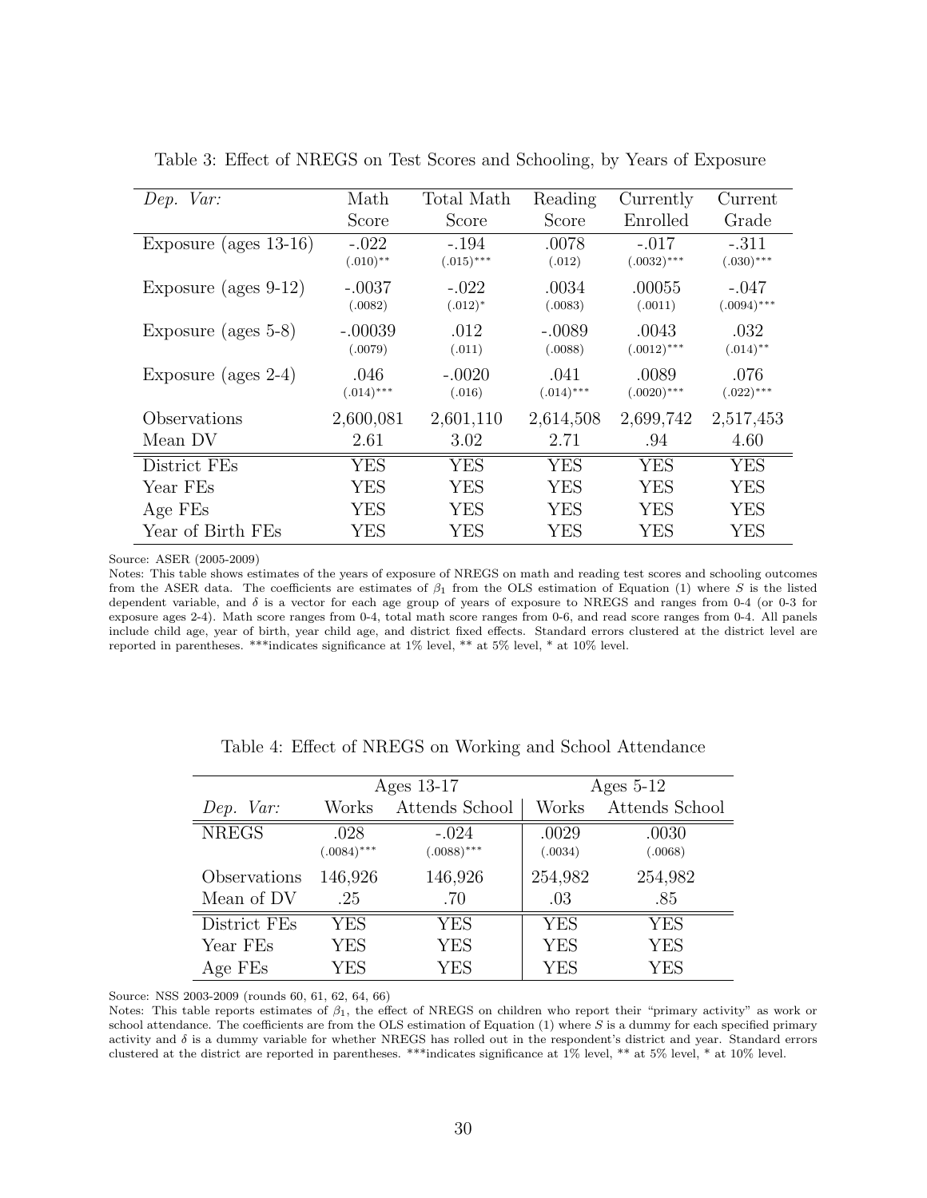Table 3: Effect of NREGS on Test Scores and Schooling, by Years of Exposure

| *Dep. Var:* | Math Score | Total Math Score | Reading Score | Currently Enrolled | Current Grade |
|---|---|---|---|---|---|
| Exposure (ages 13-16) | -.022 | -.194 | .0078 | -.017 | -.311 |
| | (.010)** | (.015)*** | (.012) | (.0032)*** | (.030)*** |
| Exposure (ages 9-12) | -.0037 | -.022 | .0034 | .00055 | -.047 |
| | (.0082) | (.012)* | (.0083) | (.0011) | (.0094)*** |
| Exposure (ages 5-8) | -.00039 | .012 | -.0089 | .0043 | .032 |
| | (.0079) | (.011) | (.0088) | (.0012)*** | (.014)** |
| Exposure (ages 2-4) | .046 | -.0020 | .041 | .0089 | .076 |
| | (.014)*** | (.016) | (.014)*** | (.0020)*** | (.022)*** |
| Observations | 2,600,081 | 2,601,110 | 2,614,508 | 2,699,742 | 2,517,453 |
| Mean DV | 2.61 | 3.02 | 2.71 | .94 | 4.60 |
| District FEs | YES | YES | YES | YES | YES |
| Year FEs | YES | YES | YES | YES | YES |
| Age FEs | YES | YES | YES | YES | YES |
| Year of Birth FEs | YES | YES | YES | YES | YES |

Source: ASER (2005-2009)

Notes: This table shows estimates of the years of exposure of NREGS on math and reading test scores and schooling outcomes from the ASER data. The coefficients are estimates of $\beta_1$ from the OLS estimation of Equation (1) where $S$ is the listed dependent variable, and $\delta$ is a vector for each age group of years of exposure to NREGS and ranges from 0-4 (or 0-3 for exposure ages 2-4). Math score ranges from 0-4, total math score ranges from 0-6, and read score ranges from 0-4. All panels include child age, year of birth, year child age, and district fixed effects. Standard errors clustered at the district level are reported in parentheses. ***indicates significance at 1% level, ** at 5% level, * at 10% level.

Table 4: Effect of NREGS on Working and School Attendance

| | Ages 13-17 | | Ages 5-12 | |
|---|---|---|---|---|
| *Dep. Var:* | Works | Attends School | Works | Attends School |
| NREGS | .028 | -.024 | .0029 | .0030 |
| | (.0084)*** | (.0088)*** | (.0034) | (.0068) |
| Observations | 146,926 | 146,926 | 254,982 | 254,982 |
| Mean of DV | .25 | .70 | .03 | .85 |
| District FEs | YES | YES | YES | YES |
| Year FEs | YES | YES | YES | YES |
| Age FEs | YES | YES | YES | YES |

Source: NSS 2003-2009 (rounds 60, 61, 62, 64, 66)

Notes: This table reports estimates of $\beta_1$, the effect of NREGS on children who report their "primary activity" as work or school attendance. The coefficients are from the OLS estimation of Equation (1) where $S$ is a dummy for each specified primary activity and $\delta$ is a dummy variable for whether NREGS has rolled out in the respondent's district and year. Standard errors clustered at the district are reported in parentheses. ***indicates significance at 1% level, ** at 5% level, * at 10% level.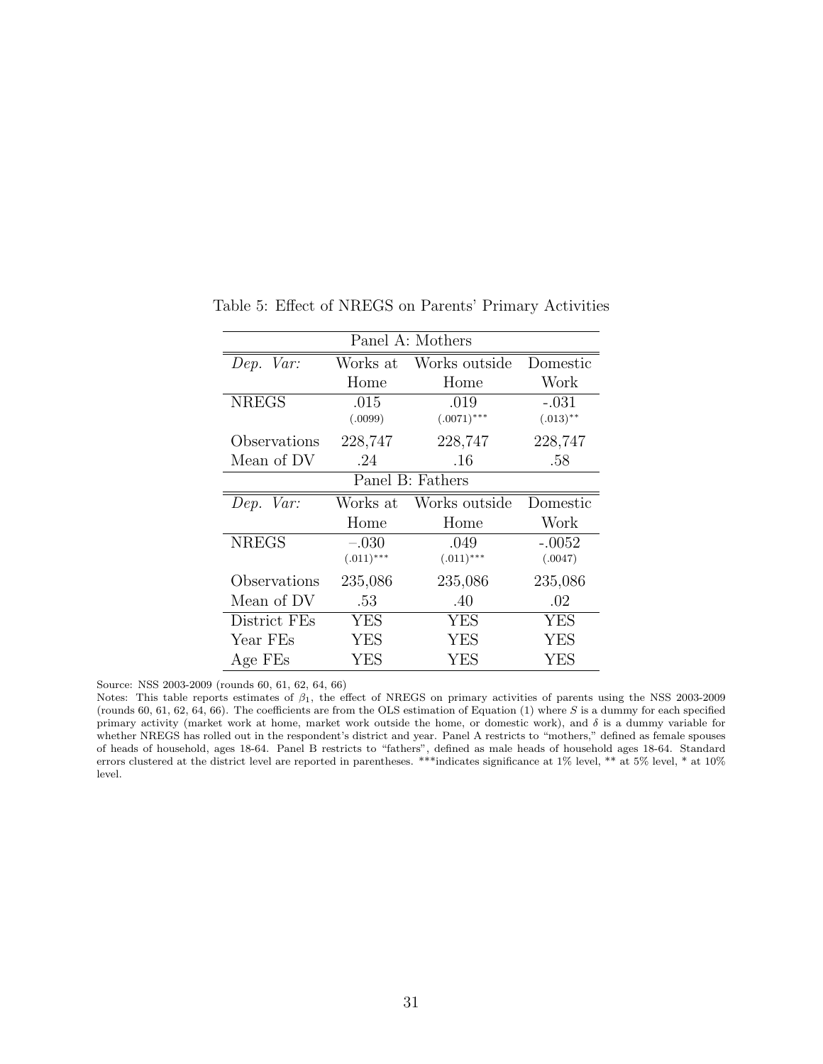Table 5: Effect of NREGS on Parents' Primary Activities

| Panel A: Mothers | | | |
|---|---|---|---|
| *Dep. Var:* | Works at Home | Works outside Home | Domestic Work |
| NREGS | .015 | .019 | -.031 |
| | (.0099) | (.0071)*** | (.013)** |
| Observations | 228,747 | 228,747 | 228,747 |
| Mean of DV | .24 | .16 | .58 |
| **Panel B: Fathers** | | | |
| *Dep. Var:* | Works at Home | Works outside Home | Domestic Work |
| NREGS | −.030 | .049 | -.0052 |
| | (.011)*** | (.011)*** | (.0047) |
| Observations | 235,086 | 235,086 | 235,086 |
| Mean of DV | .53 | .40 | .02 |
| District FEs | YES | YES | YES |
| Year FEs | YES | YES | YES |
| Age FEs | YES | YES | YES |

Source: NSS 2003-2009 (rounds 60, 61, 62, 64, 66)

Notes: This table reports estimates of $\beta_1$, the effect of NREGS on primary activities of parents using the NSS 2003-2009 (rounds 60, 61, 62, 64, 66). The coefficients are from the OLS estimation of Equation (1) where $S$ is a dummy for each specified primary activity (market work at home, market work outside the home, or domestic work), and $\delta$ is a dummy variable for whether NREGS has rolled out in the respondent's district and year. Panel A restricts to "mothers," defined as female spouses of heads of household, ages 18-64. Panel B restricts to "fathers", defined as male heads of household ages 18-64. Standard errors clustered at the district level are reported in parentheses. ***indicates significance at 1% level, ** at 5% level, * at 10% level.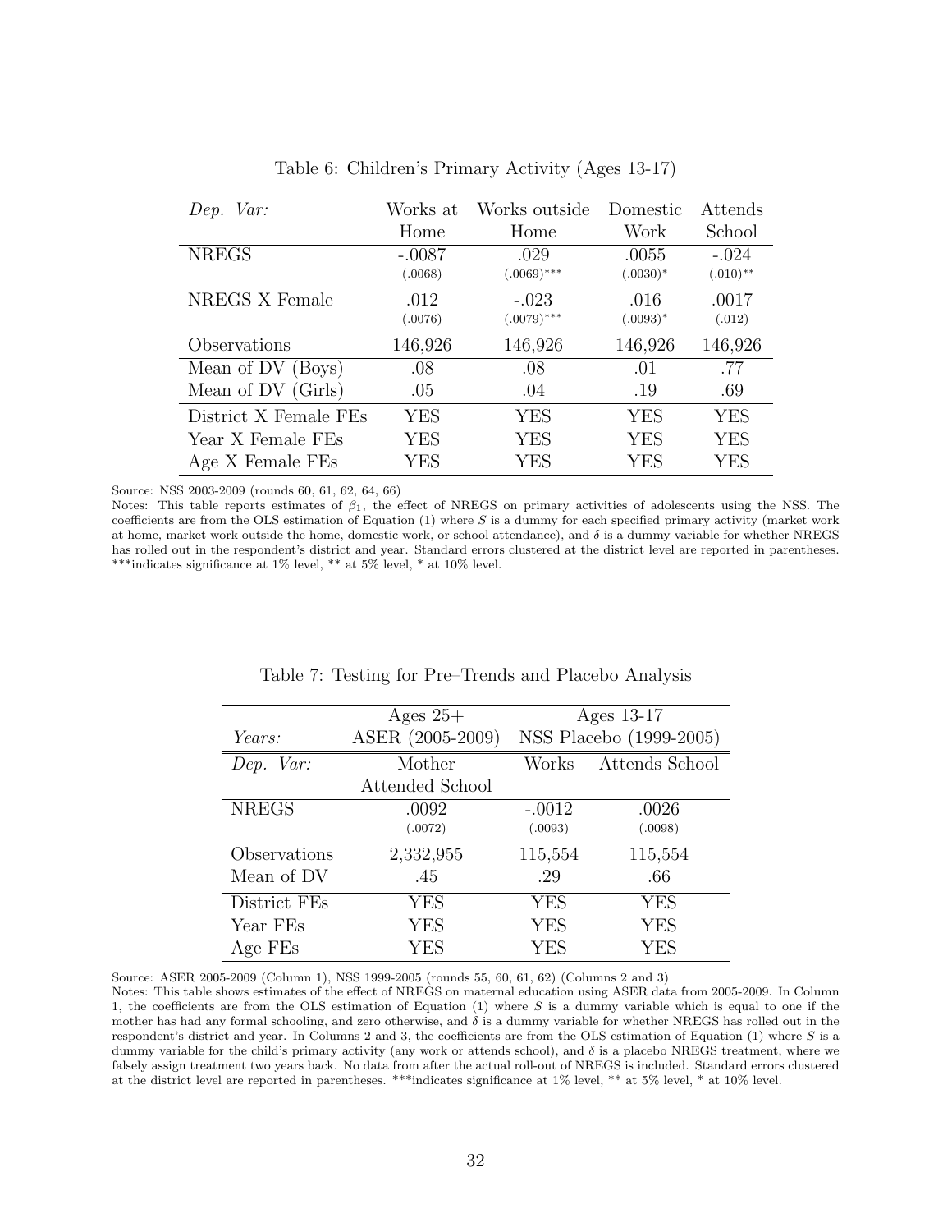Table 6: Children's Primary Activity (Ages 13-17)

| *Dep. Var:* | Works at Home | Works outside Home | Domestic Work | Attends School |
|---|---|---|---|---|
| NREGS | -.0087 | .029 | .0055 | -.024 |
| | (.0068) | (.0069)*** | (.0030)* | (.010)** |
| NREGS X Female | .012 | -.023 | .016 | .0017 |
| | (.0076) | (.0079)*** | (.0093)* | (.012) |
| Observations | 146,926 | 146,926 | 146,926 | 146,926 |
| Mean of DV (Boys) | .08 | .08 | .01 | .77 |
| Mean of DV (Girls) | .05 | .04 | .19 | .69 |
| District X Female FEs | YES | YES | YES | YES |
| Year X Female FEs | YES | YES | YES | YES |
| Age X Female FEs | YES | YES | YES | YES |

Source: NSS 2003-2009 (rounds 60, 61, 62, 64, 66)

Notes: This table reports estimates of $\beta_1$, the effect of NREGS on primary activities of adolescents using the NSS. The coefficients are from the OLS estimation of Equation (1) where $S$ is a dummy for each specified primary activity (market work at home, market work outside the home, domestic work, or school attendance), and $\delta$ is a dummy variable for whether NREGS has rolled out in the respondent's district and year. Standard errors clustered at the district level are reported in parentheses. ***indicates significance at 1% level, ** at 5% level, * at 10% level.

Table 7: Testing for Pre–Trends and Placebo Analysis

| | Ages 25+ | Ages 13-17 | |
|---|---|---|---|
| *Years:* | ASER (2005-2009) | NSS Placebo (1999-2005) | |
| *Dep. Var:* | Mother Attended School | Works | Attends School |
| NREGS | .0092 | -.0012 | .0026 |
| | (.0072) | (.0093) | (.0098) |
| Observations | 2,332,955 | 115,554 | 115,554 |
| Mean of DV | .45 | .29 | .66 |
| District FEs | YES | YES | YES |
| Year FEs | YES | YES | YES |
| Age FEs | YES | YES | YES |

Source: ASER 2005-2009 (Column 1), NSS 1999-2005 (rounds 55, 60, 61, 62) (Columns 2 and 3)

Notes: This table shows estimates of the effect of NREGS on maternal education using ASER data from 2005-2009. In Column 1, the coefficients are from the OLS estimation of Equation (1) where $S$ is a dummy variable which is equal to one if the mother has had any formal schooling, and zero otherwise, and $\delta$ is a dummy variable for whether NREGS has rolled out in the respondent's district and year. In Columns 2 and 3, the coefficients are from the OLS estimation of Equation (1) where $S$ is a dummy variable for the child's primary activity (any work or attends school), and $\delta$ is a placebo NREGS treatment, where we falsely assign treatment two years back. No data from after the actual roll-out of NREGS is included. Standard errors clustered at the district level are reported in parentheses. ***indicates significance at 1% level, ** at 5% level, * at 10% level.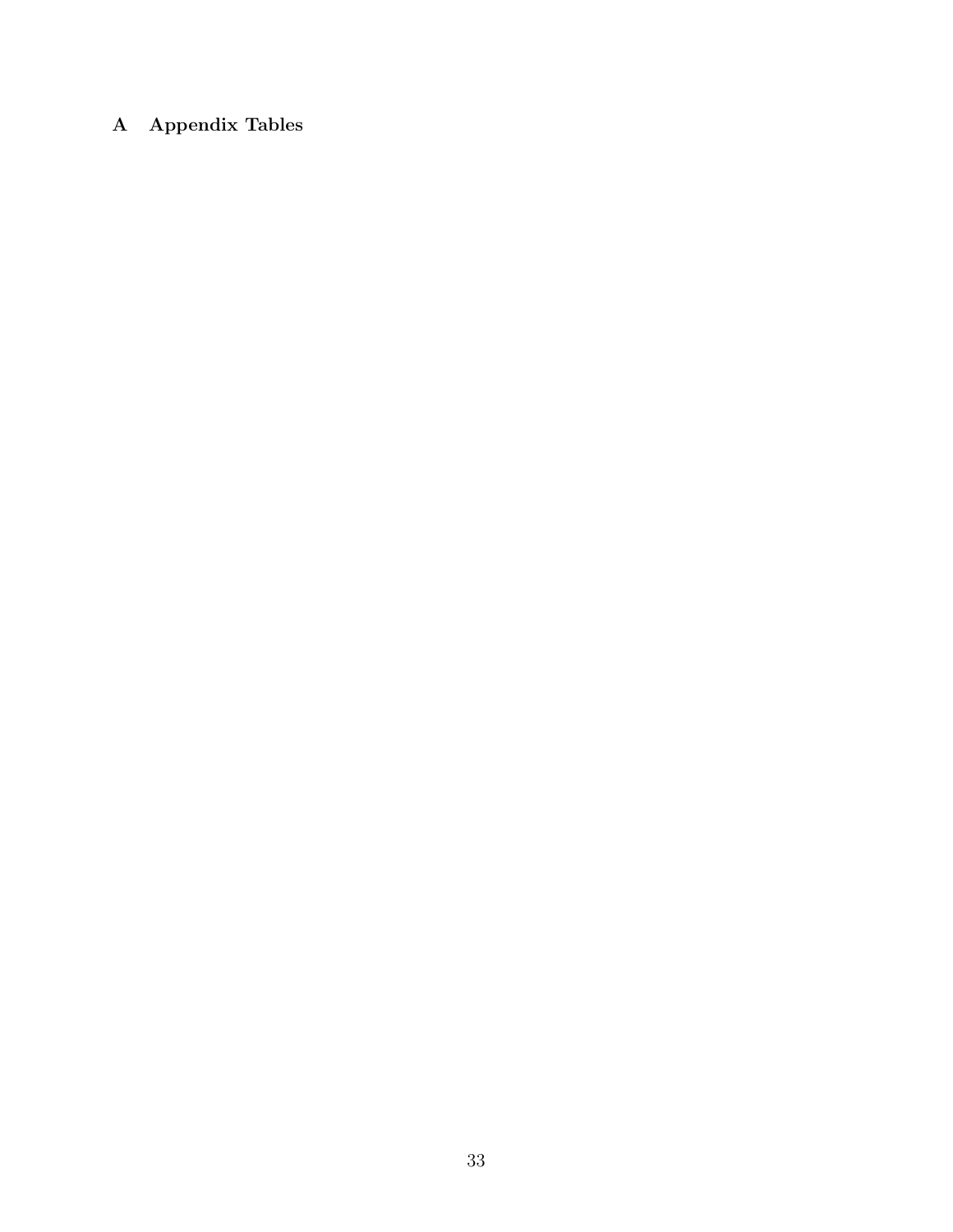# A Appendix Tables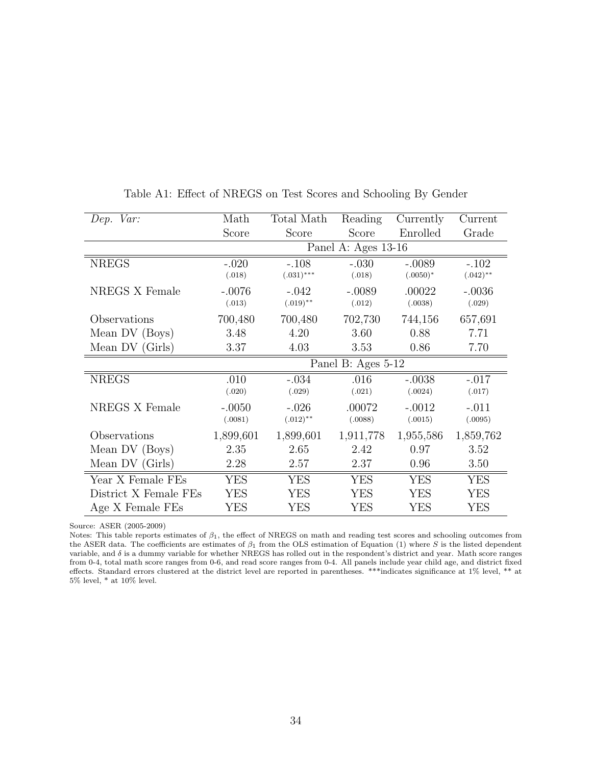Table A1: Effect of NREGS on Test Scores and Schooling By Gender

| *Dep. Var:* | Math Score | Total Math Score | Reading Score | Currently Enrolled | Current Grade |
|---|---|---|---|---|---|
| | Panel A: Ages 13-16 | | | | |
| NREGS | -.020 | -.108 | -.030 | -.0089 | -.102 |
| | (.018) | (.031)*** | (.018) | (.0050)* | (.042)** |
| NREGS X Female | -.0076 | -.042 | -.0089 | .00022 | -.0036 |
| | (.013) | (.019)** | (.012) | (.0038) | (.029) |
| Observations | 700,480 | 700,480 | 702,730 | 744,156 | 657,691 |
| Mean DV (Boys) | 3.48 | 4.20 | 3.60 | 0.88 | 7.71 |
| Mean DV (Girls) | 3.37 | 4.03 | 3.53 | 0.86 | 7.70 |
| | Panel B: Ages 5-12 | | | | |
| NREGS | .010 | -.034 | .016 | -.0038 | -.017 |
| | (.020) | (.029) | (.021) | (.0024) | (.017) |
| NREGS X Female | -.0050 | -.026 | .00072 | -.0012 | -.011 |
| | (.0081) | (.012)** | (.0088) | (.0015) | (.0095) |
| Observations | 1,899,601 | 1,899,601 | 1,911,778 | 1,955,586 | 1,859,762 |
| Mean DV (Boys) | 2.35 | 2.65 | 2.42 | 0.97 | 3.52 |
| Mean DV (Girls) | 2.28 | 2.57 | 2.37 | 0.96 | 3.50 |
| Year X Female FEs | YES | YES | YES | YES | YES |
| District X Female FEs | YES | YES | YES | YES | YES |
| Age X Female FEs | YES | YES | YES | YES | YES |

Source: ASER (2005-2009)

Notes: This table reports estimates of $\beta_1$, the effect of NREGS on math and reading test scores and schooling outcomes from the ASER data. The coefficients are estimates of $\beta_1$ from the OLS estimation of Equation (1) where $S$ is the listed dependent variable, and $\delta$ is a dummy variable for whether NREGS has rolled out in the respondent's district and year. Math score ranges from 0-4, total math score ranges from 0-6, and read score ranges from 0-4. All panels include year child age, and district fixed effects. Standard errors clustered at the district level are reported in parentheses. ***indicates significance at 1% level, ** at 5% level, * at 10% level.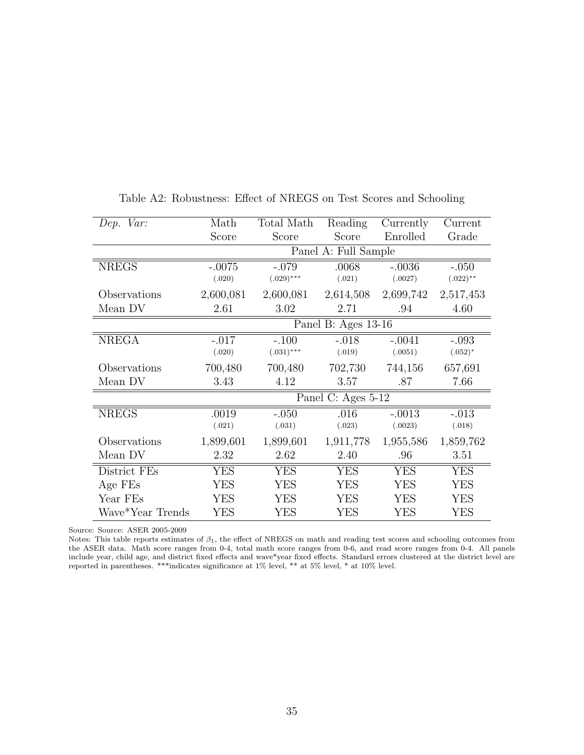Table A2: Robustness: Effect of NREGS on Test Scores and Schooling

| *Dep. Var:* | Math Score | Total Math Score | Reading Score | Currently Enrolled | Current Grade |
|---|---|---|---|---|---|
| | Panel A: Full Sample | | | | |
| NREGS | -.0075 | -.079 | .0068 | -.0036 | -.050 |
| | (.020) | (.029)*** | (.021) | (.0027) | (.022)** |
| Observations | 2,600,081 | 2,600,081 | 2,614,508 | 2,699,742 | 2,517,453 |
| Mean DV | 2.61 | 3.02 | 2.71 | .94 | 4.60 |
| | Panel B: Ages 13-16 | | | | |
| NREGA | -.017 | -.100 | -.018 | -.0041 | -.093 |
| | (.020) | (.031)*** | (.019) | (.0051) | (.052)* |
| Observations | 700,480 | 700,480 | 702,730 | 744,156 | 657,691 |
| Mean DV | 3.43 | 4.12 | 3.57 | .87 | 7.66 |
| | Panel C: Ages 5-12 | | | | |
| NREGS | .0019 | -.050 | .016 | -.0013 | -.013 |
| | (.021) | (.031) | (.023) | (.0023) | (.018) |
| Observations | 1,899,601 | 1,899,601 | 1,911,778 | 1,955,586 | 1,859,762 |
| Mean DV | 2.32 | 2.62 | 2.40 | .96 | 3.51 |
| District FEs | YES | YES | YES | YES | YES |
| Age FEs | YES | YES | YES | YES | YES |
| Year FEs | YES | YES | YES | YES | YES |
| Wave*Year Trends | YES | YES | YES | YES | YES |

Source: Source: ASER 2005-2009

Notes: This table reports estimates of $\beta_1$, the effect of NREGS on math and reading test scores and schooling outcomes from the ASER data. Math score ranges from 0-4, total math score ranges from 0-6, and read score ranges from 0-4. All panels include year, child age, and district fixed effects and wave*year fixed effects. Standard errors clustered at the district level are reported in parentheses. ***indicates significance at 1% level, ** at 5% level, * at 10% level.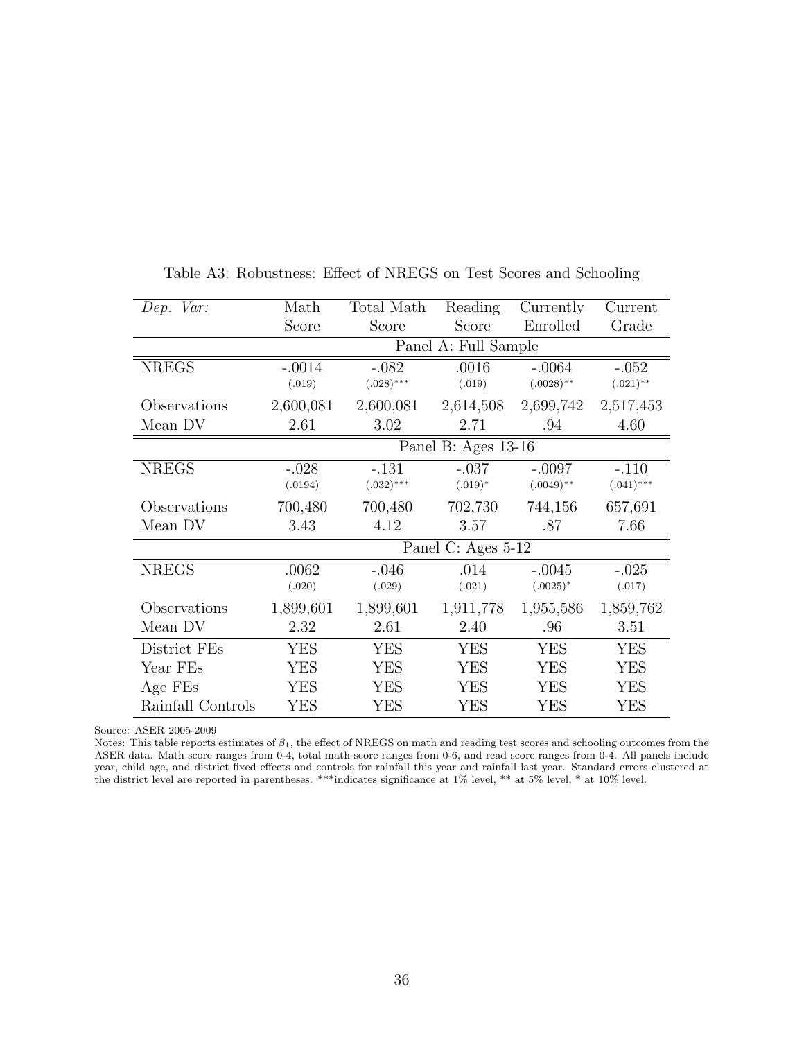Table A3: Robustness: Effect of NREGS on Test Scores and Schooling

| *Dep. Var:* | Math Score | Total Math Score | Reading Score | Currently Enrolled | Current Grade |
|---|---|---|---|---|---|
| | | | Panel A: Full Sample | | |
| NREGS | -.0014 | -.082 | .0016 | -.0064 | -.052 |
| | (.019) | (.028)*** | (.019) | (.0028)** | (.021)** |
| Observations | 2,600,081 | 2,600,081 | 2,614,508 | 2,699,742 | 2,517,453 |
| Mean DV | 2.61 | 3.02 | 2.71 | .94 | 4.60 |
| | | | Panel B: Ages 13-16 | | |
| NREGS | -.028 | -.131 | -.037 | -.0097 | -.110 |
| | (.0194) | (.032)*** | (.019)* | (.0049)** | (.041)*** |
| Observations | 700,480 | 700,480 | 702,730 | 744,156 | 657,691 |
| Mean DV | 3.43 | 4.12 | 3.57 | .87 | 7.66 |
| | | | Panel C: Ages 5-12 | | |
| NREGS | .0062 | -.046 | .014 | -.0045 | -.025 |
| | (.020) | (.029) | (.021) | (.0025)* | (.017) |
| Observations | 1,899,601 | 1,899,601 | 1,911,778 | 1,955,586 | 1,859,762 |
| Mean DV | 2.32 | 2.61 | 2.40 | .96 | 3.51 |
| District FEs | YES | YES | YES | YES | YES |
| Year FEs | YES | YES | YES | YES | YES |
| Age FEs | YES | YES | YES | YES | YES |
| Rainfall Controls | YES | YES | YES | YES | YES |

Source: ASER 2005-2009

Notes: This table reports estimates of $\beta_1$, the effect of NREGS on math and reading test scores and schooling outcomes from the ASER data. Math score ranges from 0-4, total math score ranges from 0-6, and read score ranges from 0-4. All panels include year, child age, and district fixed effects and controls for rainfall this year and rainfall last year. Standard errors clustered at the district level are reported in parentheses. ***indicates significance at 1% level, ** at 5% level, * at 10% level.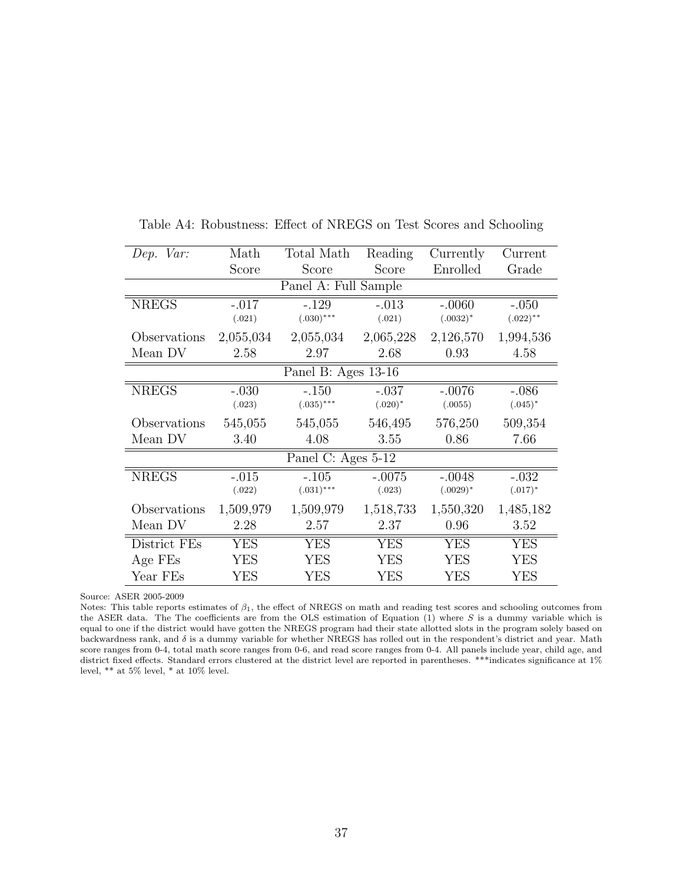Table A4: Robustness: Effect of NREGS on Test Scores and Schooling

| *Dep. Var:* | Math Score | Total Math Score | Reading Score | Currently Enrolled | Current Grade |
|---|---|---|---|---|---|
| | | Panel A: Full Sample | | | |
| NREGS | -.017 | -.129 | -.013 | -.0060 | -.050 |
| | (.021) | (.030)*** | (.021) | (.0032)* | (.022)** |
| Observations | 2,055,034 | 2,055,034 | 2,065,228 | 2,126,570 | 1,994,536 |
| Mean DV | 2.58 | 2.97 | 2.68 | 0.93 | 4.58 |
| | | Panel B: Ages 13-16 | | | |
| NREGS | -.030 | -.150 | -.037 | -.0076 | -.086 |
| | (.023) | (.035)*** | (.020)* | (.0055) | (.045)* |
| Observations | 545,055 | 545,055 | 546,495 | 576,250 | 509,354 |
| Mean DV | 3.40 | 4.08 | 3.55 | 0.86 | 7.66 |
| | | Panel C: Ages 5-12 | | | |
| NREGS | -.015 | -.105 | -.0075 | -.0048 | -.032 |
| | (.022) | (.031)*** | (.023) | (.0029)* | (.017)* |
| Observations | 1,509,979 | 1,509,979 | 1,518,733 | 1,550,320 | 1,485,182 |
| Mean DV | 2.28 | 2.57 | 2.37 | 0.96 | 3.52 |
| District FEs | YES | YES | YES | YES | YES |
| Age FEs | YES | YES | YES | YES | YES |
| Year FEs | YES | YES | YES | YES | YES |

Source: ASER 2005-2009

Notes: This table reports estimates of $\beta_1$, the effect of NREGS on math and reading test scores and schooling outcomes from the ASER data. The The coefficients are from the OLS estimation of Equation (1) where $S$ is a dummy variable which is equal to one if the district would have gotten the NREGS program had their state allotted slots in the program solely based on backwardness rank, and $\delta$ is a dummy variable for whether NREGS has rolled out in the respondent's district and year. Math score ranges from 0-4, total math score ranges from 0-6, and read score ranges from 0-4. All panels include year, child age, and district fixed effects. Standard errors clustered at the district level are reported in parentheses. ***indicates significance at 1% level, ** at 5% level, * at 10% level.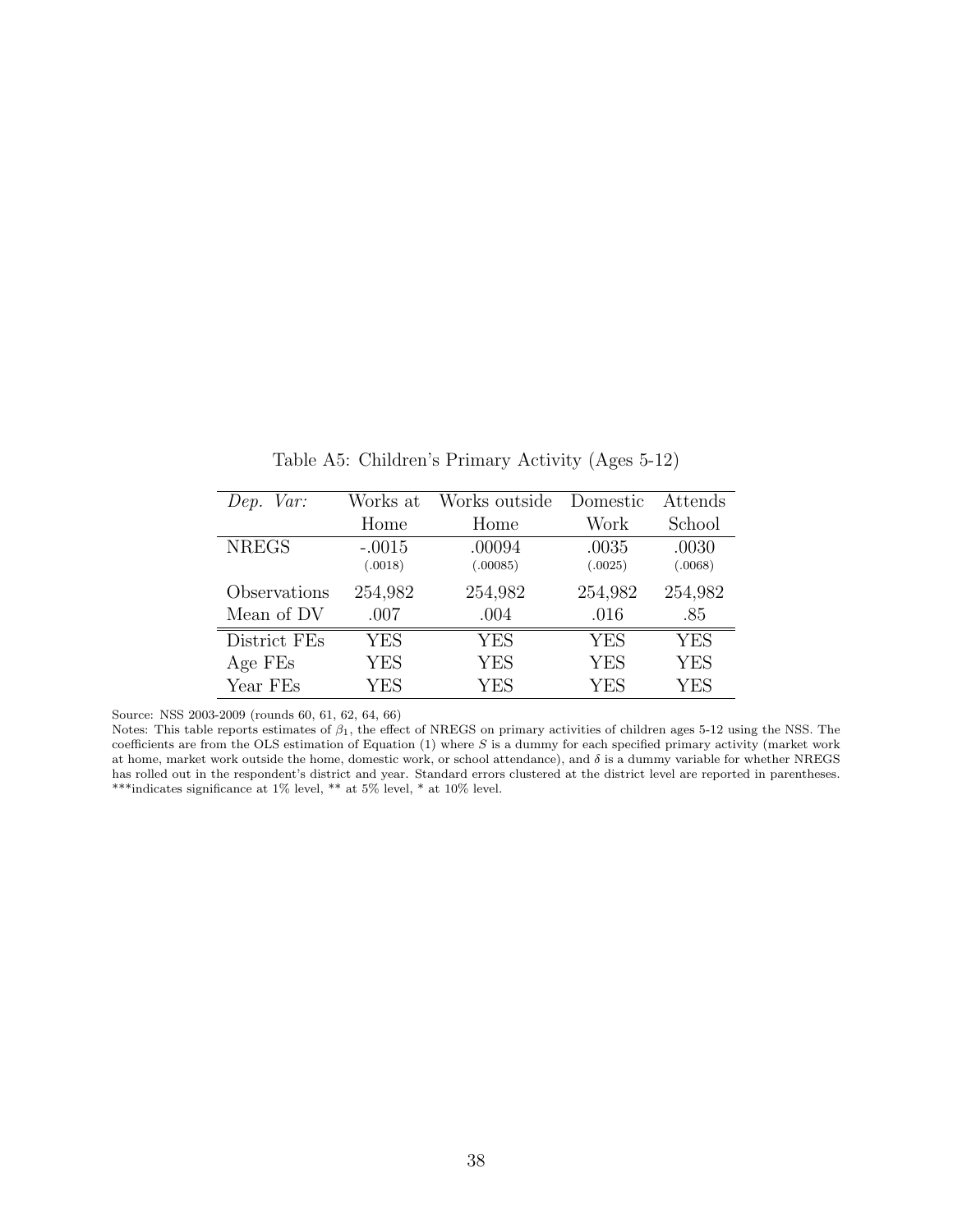Table A5: Children's Primary Activity (Ages 5-12)

| *Dep. Var:* | Works at Home | Works outside Home | Domestic Work | Attends School |
|---|---|---|---|---|
| NREGS | -.0015 | .00094 | .0035 | .0030 |
| | (.0018) | (.00085) | (.0025) | (.0068) |
| Observations | 254,982 | 254,982 | 254,982 | 254,982 |
| Mean of DV | .007 | .004 | .016 | .85 |
| District FEs | YES | YES | YES | YES |
| Age FEs | YES | YES | YES | YES |
| Year FEs | YES | YES | YES | YES |

Source: NSS 2003-2009 (rounds 60, 61, 62, 64, 66)

Notes: This table reports estimates of $\beta_1$, the effect of NREGS on primary activities of children ages 5-12 using the NSS. The coefficients are from the OLS estimation of Equation (1) where $S$ is a dummy for each specified primary activity (market work at home, market work outside the home, domestic work, or school attendance), and $\delta$ is a dummy variable for whether NREGS has rolled out in the respondent's district and year. Standard errors clustered at the district level are reported in parentheses. ***indicates significance at 1% level, ** at 5% level, * at 10% level.